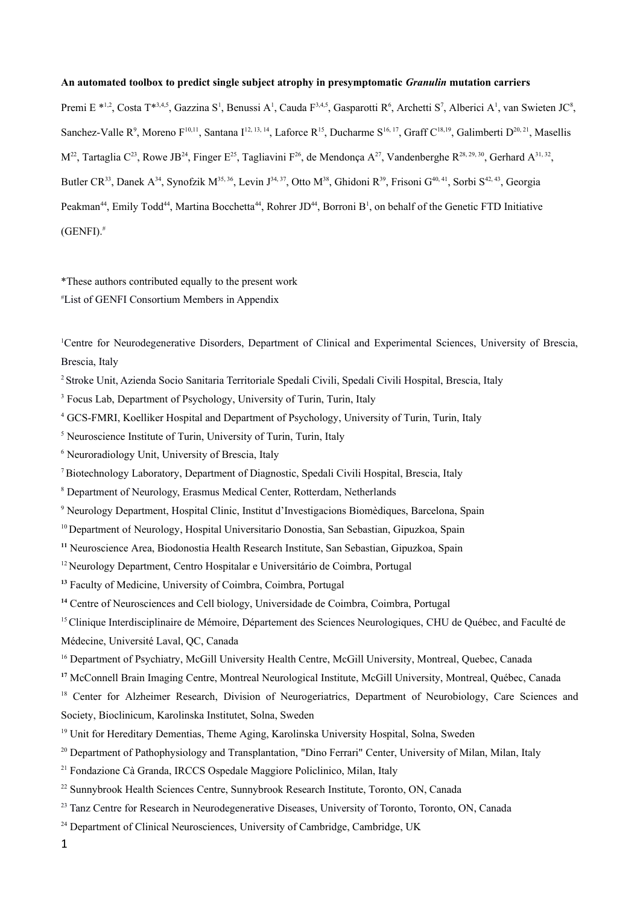**An automated toolbox to predict single subject atrophy in presymptomatic *Granulin* mutation carriers**

Premi E *[1,2], Costa T*[3,4,5], Gazzina S[1], Benussi A[1], Cauda F[3,4,5], Gasparotti R[6], Archetti S[7], Alberici A[1], van Swieten JC[8], Sanchez-Valle R[9], Moreno F[10,11], Santana I[12, 13, 14], Laforce R[15], Ducharme S[16, 17], Graff C[18,19], Galimberti D[20, 21], Masellis M[22], Tartaglia C[23], Rowe JB[24], Finger E[25], Tagliavini F[26], de Mendonça A[27], Vandenberghe R[28, 29, 30], Gerhard A[31, 32], Butler CR[33], Danek A[34], Synofzik M[35, 36], Levin J[34, 37], Otto M[38], Ghidoni R[39], Frisoni G[40, 41], Sorbi S[42, 43], Georgia Peakman[44], Emily Todd[44], Martina Bocchetta[44], Rohrer JD[44], Borroni B[1], on behalf of the Genetic FTD Initiative (GENFI).[#]

*These authors contributed equally to the present work

[#]List of GENFI Consortium Members in Appendix

[1]Centre for Neurodegenerative Disorders, Department of Clinical and Experimental Sciences, University of Brescia, Brescia, Italy

[2] Stroke Unit, Azienda Socio Sanitaria Territoriale Spedali Civili, Spedali Civili Hospital, Brescia, Italy

[3] Focus Lab, Department of Psychology, University of Turin, Turin, Italy

[4] GCS-FMRI, Koelliker Hospital and Department of Psychology, University of Turin, Turin, Italy

[5] Neuroscience Institute of Turin, University of Turin, Turin, Italy

[6] Neuroradiology Unit, University of Brescia, Italy

[7] Biotechnology Laboratory, Department of Diagnostic, Spedali Civili Hospital, Brescia, Italy

[8] Department of Neurology, Erasmus Medical Center, Rotterdam, Netherlands

[9] Neurology Department, Hospital Clinic, Institut d'Investigacions Biomèdiques, Barcelona, Spain

[10] Department of Neurology, Hospital Universitario Donostia, San Sebastian, Gipuzkoa, Spain

[11] Neuroscience Area, Biodonostia Health Research Institute, San Sebastian, Gipuzkoa, Spain

[12] Neurology Department, Centro Hospitalar e Universitário de Coimbra, Portugal

[13] Faculty of Medicine, University of Coimbra, Coimbra, Portugal

[14] Centre of Neurosciences and Cell biology, Universidade de Coimbra, Coimbra, Portugal

[15] Clinique Interdisciplinaire de Mémoire, Département des Sciences Neurologiques, CHU de Québec, and Faculté de Médecine, Université Laval, QC, Canada

[16] Department of Psychiatry, McGill University Health Centre, McGill University, Montreal, Quebec, Canada

[17] McConnell Brain Imaging Centre, Montreal Neurological Institute, McGill University, Montreal, Québec, Canada

[18] Center for Alzheimer Research, Division of Neurogeriatrics, Department of Neurobiology, Care Sciences and Society, Bioclinicum, Karolinska Institutet, Solna, Sweden

[19] Unit for Hereditary Dementias, Theme Aging, Karolinska University Hospital, Solna, Sweden

[20] Department of Pathophysiology and Transplantation, "Dino Ferrari" Center, University of Milan, Milan, Italy

[21] Fondazione Cà Granda, IRCCS Ospedale Maggiore Policlinico, Milan, Italy

[22] Sunnybrook Health Sciences Centre, Sunnybrook Research Institute, Toronto, ON, Canada

[23] Tanz Centre for Research in Neurodegenerative Diseases, University of Toronto, Toronto, ON, Canada

[24] Department of Clinical Neurosciences, University of Cambridge, Cambridge, UK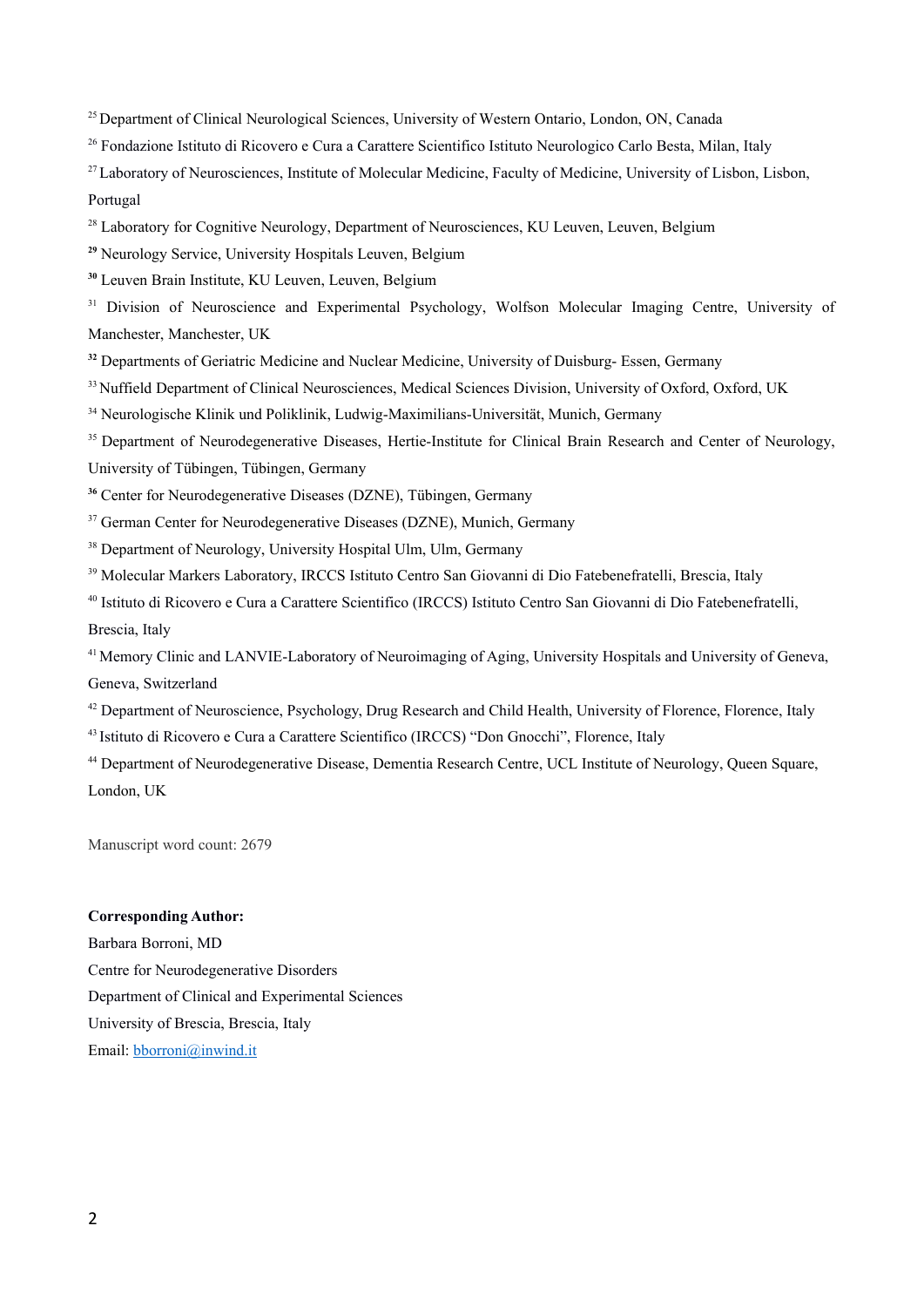[25] Department of Clinical Neurological Sciences, University of Western Ontario, London, ON, Canada

[26] Fondazione Istituto di Ricovero e Cura a Carattere Scientifico Istituto Neurologico Carlo Besta, Milan, Italy

[27] Laboratory of Neurosciences, Institute of Molecular Medicine, Faculty of Medicine, University of Lisbon, Lisbon, Portugal

[28] Laboratory for Cognitive Neurology, Department of Neurosciences, KU Leuven, Leuven, Belgium

[29] Neurology Service, University Hospitals Leuven, Belgium

[30] Leuven Brain Institute, KU Leuven, Leuven, Belgium

[31] Division of Neuroscience and Experimental Psychology, Wolfson Molecular Imaging Centre, University of Manchester, Manchester, UK

[32] Departments of Geriatric Medicine and Nuclear Medicine, University of Duisburg- Essen, Germany

[33] Nuffield Department of Clinical Neurosciences, Medical Sciences Division, University of Oxford, Oxford, UK

[34] Neurologische Klinik und Poliklinik, Ludwig-Maximilians-Universität, Munich, Germany

[35] Department of Neurodegenerative Diseases, Hertie-Institute for Clinical Brain Research and Center of Neurology, University of Tübingen, Tübingen, Germany

[36] Center for Neurodegenerative Diseases (DZNE), Tübingen, Germany

[37] German Center for Neurodegenerative Diseases (DZNE), Munich, Germany

[38] Department of Neurology, University Hospital Ulm, Ulm, Germany

[39] Molecular Markers Laboratory, IRCCS Istituto Centro San Giovanni di Dio Fatebenefratelli, Brescia, Italy

[40] Istituto di Ricovero e Cura a Carattere Scientifico (IRCCS) Istituto Centro San Giovanni di Dio Fatebenefratelli, Brescia, Italy

[41] Memory Clinic and LANVIE-Laboratory of Neuroimaging of Aging, University Hospitals and University of Geneva, Geneva, Switzerland

[42] Department of Neuroscience, Psychology, Drug Research and Child Health, University of Florence, Florence, Italy

[43] Istituto di Ricovero e Cura a Carattere Scientifico (IRCCS) "Don Gnocchi", Florence, Italy

[44] Department of Neurodegenerative Disease, Dementia Research Centre, UCL Institute of Neurology, Queen Square, London, UK

Manuscript word count: 2679

**Corresponding Author:**

Barbara Borroni, MD

Centre for Neurodegenerative Disorders

Department of Clinical and Experimental Sciences

University of Brescia, Brescia, Italy

Email: bborroni@inwind.it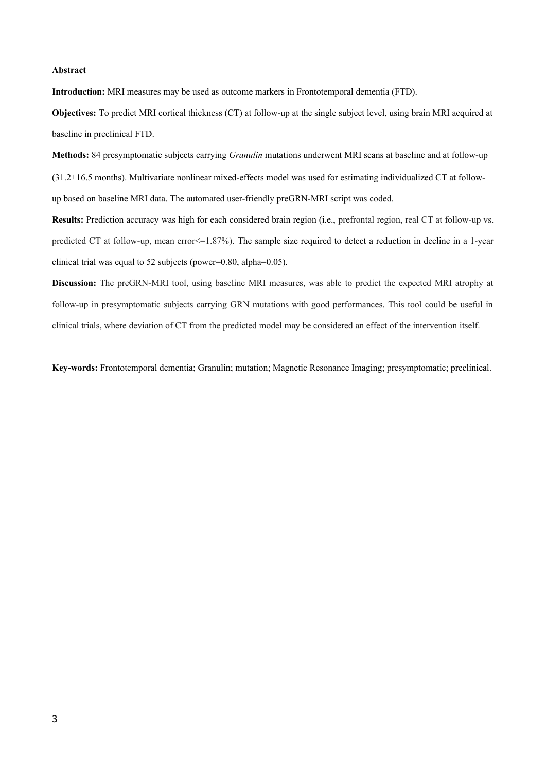**Abstract**

**Introduction:** MRI measures may be used as outcome markers in Frontotemporal dementia (FTD).

**Objectives:** To predict MRI cortical thickness (CT) at follow-up at the single subject level, using brain MRI acquired at baseline in preclinical FTD.

**Methods:** 84 presymptomatic subjects carrying *Granulin* mutations underwent MRI scans at baseline and at follow-up (31.2±16.5 months). Multivariate nonlinear mixed-effects model was used for estimating individualized CT at follow-up based on baseline MRI data. The automated user-friendly preGRN-MRI script was coded.

**Results:** Prediction accuracy was high for each considered brain region (i.e., prefrontal region, real CT at follow-up vs. predicted CT at follow-up, mean error<=1.87%). The sample size required to detect a reduction in decline in a 1-year clinical trial was equal to 52 subjects (power=0.80, alpha=0.05).

**Discussion:** The preGRN-MRI tool, using baseline MRI measures, was able to predict the expected MRI atrophy at follow-up in presymptomatic subjects carrying GRN mutations with good performances. This tool could be useful in clinical trials, where deviation of CT from the predicted model may be considered an effect of the intervention itself.

**Key-words:** Frontotemporal dementia; Granulin; mutation; Magnetic Resonance Imaging; presymptomatic; preclinical.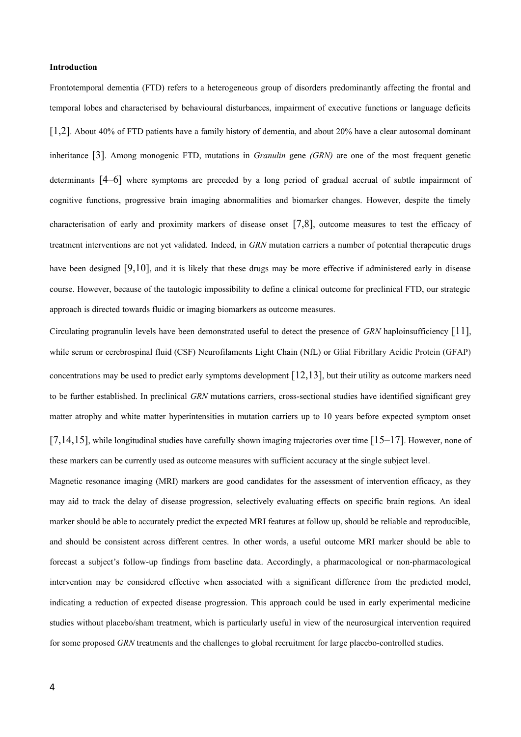**Introduction**

Frontotemporal dementia (FTD) refers to a heterogeneous group of disorders predominantly affecting the frontal and temporal lobes and characterised by behavioural disturbances, impairment of executive functions or language deficits [1,2]. About 40% of FTD patients have a family history of dementia, and about 20% have a clear autosomal dominant inheritance [3]. Among monogenic FTD, mutations in *Granulin* gene *(GRN)* are one of the most frequent genetic determinants [4–6] where symptoms are preceded by a long period of gradual accrual of subtle impairment of cognitive functions, progressive brain imaging abnormalities and biomarker changes. However, despite the timely characterisation of early and proximity markers of disease onset [7,8], outcome measures to test the efficacy of treatment interventions are not yet validated. Indeed, in *GRN* mutation carriers a number of potential therapeutic drugs have been designed [9,10], and it is likely that these drugs may be more effective if administered early in disease course. However, because of the tautologic impossibility to define a clinical outcome for preclinical FTD, our strategic approach is directed towards fluidic or imaging biomarkers as outcome measures.

Circulating progranulin levels have been demonstrated useful to detect the presence of *GRN* haploinsufficiency [11], while serum or cerebrospinal fluid (CSF) Neurofilaments Light Chain (NfL) or Glial Fibrillary Acidic Protein (GFAP) concentrations may be used to predict early symptoms development [12,13], but their utility as outcome markers need to be further established. In preclinical *GRN* mutations carriers, cross-sectional studies have identified significant grey matter atrophy and white matter hyperintensities in mutation carriers up to 10 years before expected symptom onset [7,14,15], while longitudinal studies have carefully shown imaging trajectories over time [15–17]. However, none of these markers can be currently used as outcome measures with sufficient accuracy at the single subject level.

Magnetic resonance imaging (MRI) markers are good candidates for the assessment of intervention efficacy, as they may aid to track the delay of disease progression, selectively evaluating effects on specific brain regions. An ideal marker should be able to accurately predict the expected MRI features at follow up, should be reliable and reproducible, and should be consistent across different centres. In other words, a useful outcome MRI marker should be able to forecast a subject's follow-up findings from baseline data. Accordingly, a pharmacological or non-pharmacological intervention may be considered effective when associated with a significant difference from the predicted model, indicating a reduction of expected disease progression. This approach could be used in early experimental medicine studies without placebo/sham treatment, which is particularly useful in view of the neurosurgical intervention required for some proposed *GRN* treatments and the challenges to global recruitment for large placebo-controlled studies.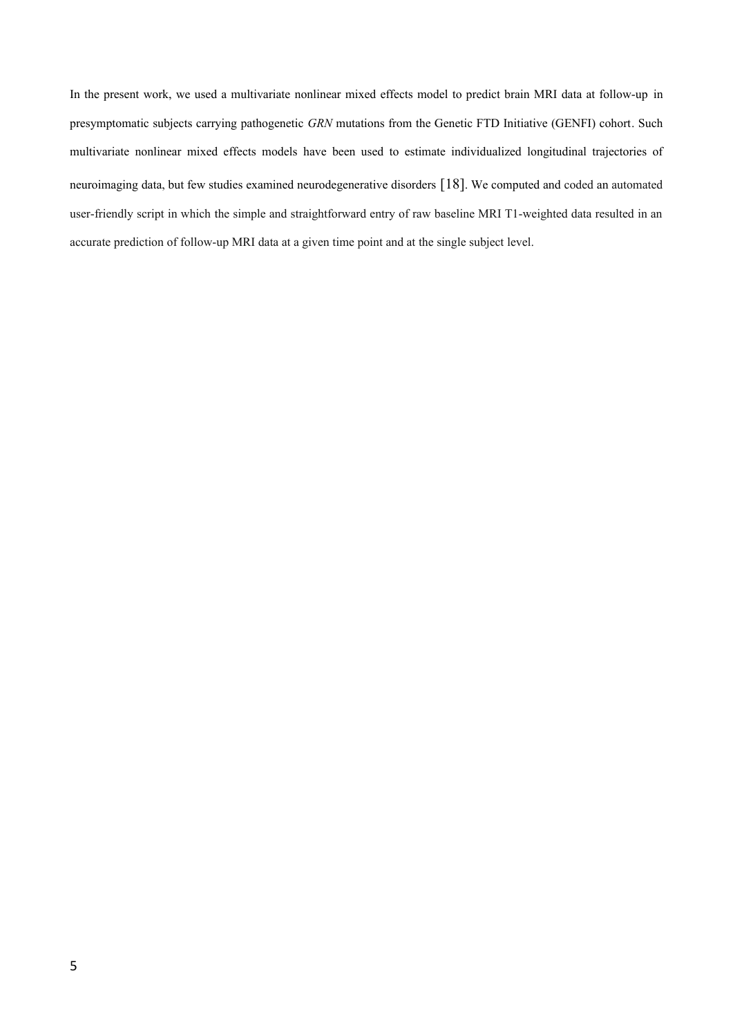In the present work, we used a multivariate nonlinear mixed effects model to predict brain MRI data at follow-up in presymptomatic subjects carrying pathogenetic *GRN* mutations from the Genetic FTD Initiative (GENFI) cohort. Such multivariate nonlinear mixed effects models have been used to estimate individualized longitudinal trajectories of neuroimaging data, but few studies examined neurodegenerative disorders [18]. We computed and coded an automated user-friendly script in which the simple and straightforward entry of raw baseline MRI T1-weighted data resulted in an accurate prediction of follow-up MRI data at a given time point and at the single subject level.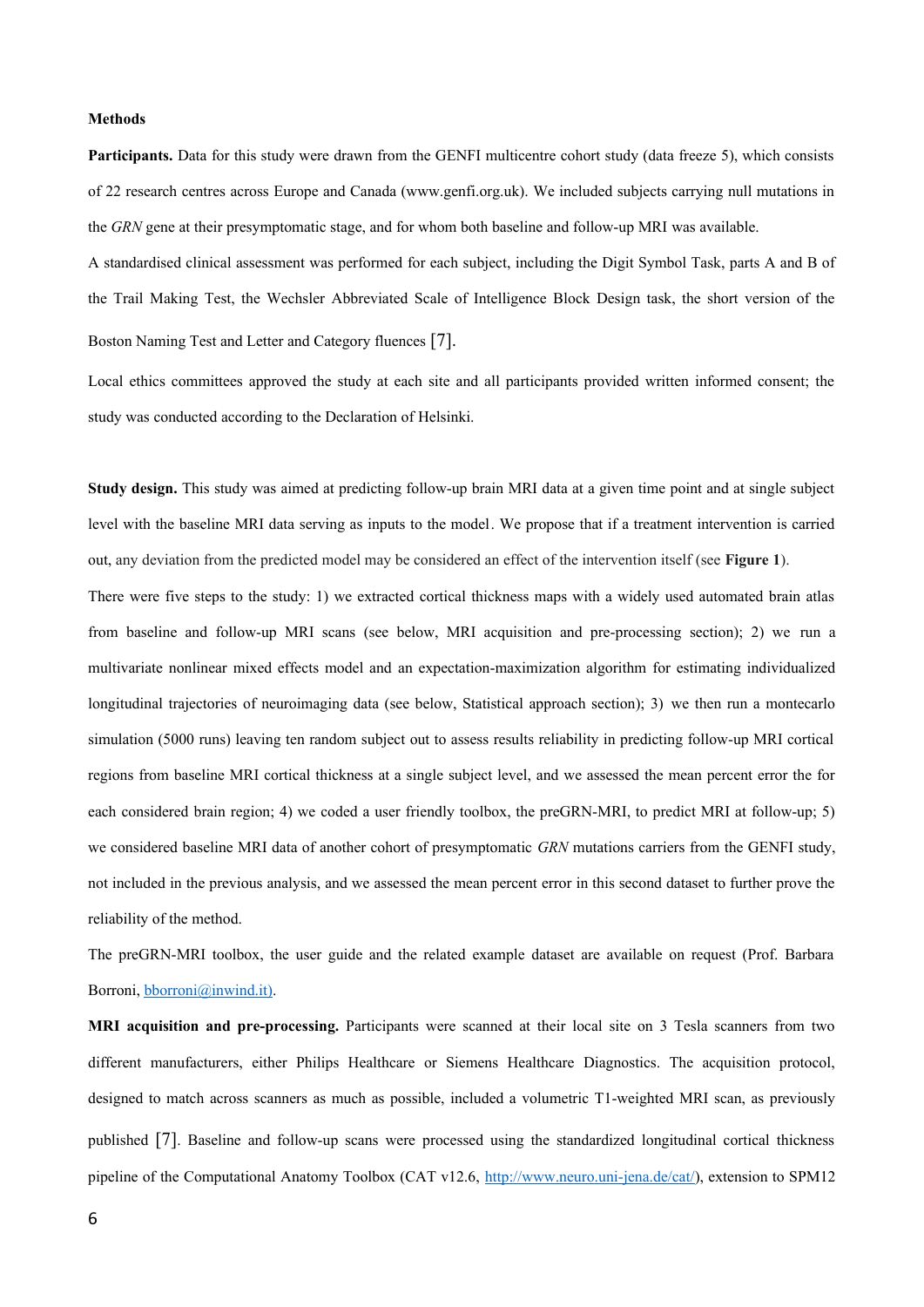## Methods

**Participants.** Data for this study were drawn from the GENFI multicentre cohort study (data freeze 5), which consists of 22 research centres across Europe and Canada (www.genfi.org.uk). We included subjects carrying null mutations in the *GRN* gene at their presymptomatic stage, and for whom both baseline and follow-up MRI was available.

A standardised clinical assessment was performed for each subject, including the Digit Symbol Task, parts A and B of the Trail Making Test, the Wechsler Abbreviated Scale of Intelligence Block Design task, the short version of the Boston Naming Test and Letter and Category fluences [7].

Local ethics committees approved the study at each site and all participants provided written informed consent; the study was conducted according to the Declaration of Helsinki.

**Study design.** This study was aimed at predicting follow-up brain MRI data at a given time point and at single subject level with the baseline MRI data serving as inputs to the model. We propose that if a treatment intervention is carried out, any deviation from the predicted model may be considered an effect of the intervention itself (see **Figure 1**).

There were five steps to the study: 1) we extracted cortical thickness maps with a widely used automated brain atlas from baseline and follow-up MRI scans (see below, MRI acquisition and pre-processing section); 2) we run a multivariate nonlinear mixed effects model and an expectation-maximization algorithm for estimating individualized longitudinal trajectories of neuroimaging data (see below, Statistical approach section); 3) we then run a montecarlo simulation (5000 runs) leaving ten random subject out to assess results reliability in predicting follow-up MRI cortical regions from baseline MRI cortical thickness at a single subject level, and we assessed the mean percent error the for each considered brain region; 4) we coded a user friendly toolbox, the preGRN-MRI, to predict MRI at follow-up; 5) we considered baseline MRI data of another cohort of presymptomatic *GRN* mutations carriers from the GENFI study, not included in the previous analysis, and we assessed the mean percent error in this second dataset to further prove the reliability of the method.

The preGRN-MRI toolbox, the user guide and the related example dataset are available on request (Prof. Barbara Borroni, bborroni@inwind.it).

**MRI acquisition and pre-processing.** Participants were scanned at their local site on 3 Tesla scanners from two different manufacturers, either Philips Healthcare or Siemens Healthcare Diagnostics. The acquisition protocol, designed to match across scanners as much as possible, included a volumetric T1-weighted MRI scan, as previously published [7]. Baseline and follow-up scans were processed using the standardized longitudinal cortical thickness pipeline of the Computational Anatomy Toolbox (CAT v12.6, http://www.neuro.uni-jena.de/cat/), extension to SPM12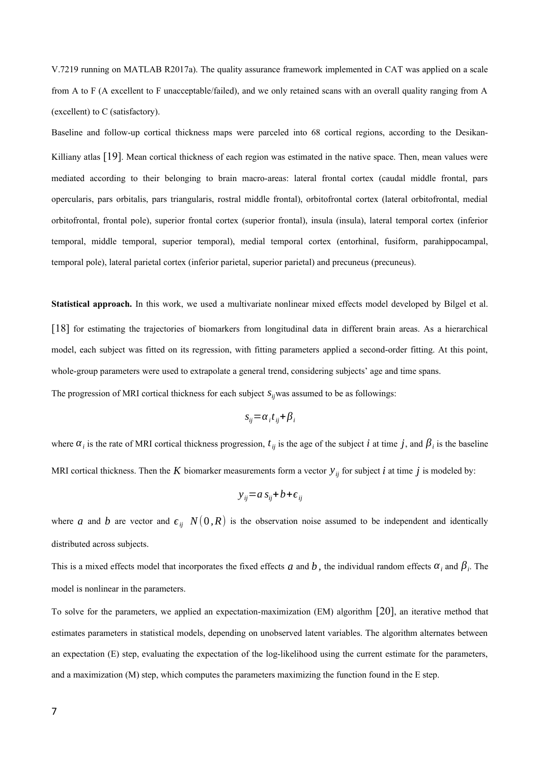V.7219 running on MATLAB R2017a). The quality assurance framework implemented in CAT was applied on a scale from A to F (A excellent to F unacceptable/failed), and we only retained scans with an overall quality ranging from A (excellent) to C (satisfactory).

Baseline and follow-up cortical thickness maps were parceled into 68 cortical regions, according to the Desikan-Killiany atlas [19]. Mean cortical thickness of each region was estimated in the native space. Then, mean values were mediated according to their belonging to brain macro-areas: lateral frontal cortex (caudal middle frontal, pars opercularis, pars orbitalis, pars triangularis, rostral middle frontal), orbitofrontal cortex (lateral orbitofrontal, medial orbitofrontal, frontal pole), superior frontal cortex (superior frontal), insula (insula), lateral temporal cortex (inferior temporal, middle temporal, superior temporal), medial temporal cortex (entorhinal, fusiform, parahippocampal, temporal pole), lateral parietal cortex (inferior parietal, superior parietal) and precuneus (precuneus).

**Statistical approach.** In this work, we used a multivariate nonlinear mixed effects model developed by Bilgel et al. [18] for estimating the trajectories of biomarkers from longitudinal data in different brain areas. As a hierarchical model, each subject was fitted on its regression, with fitting parameters applied a second-order fitting. At this point, whole-group parameters were used to extrapolate a general trend, considering subjects' age and time spans.

The progression of MRI cortical thickness for each subject $s_{ij}$ was assumed to be as followings:

$$s_{ij} = \alpha_i t_{ij} + \beta_i$$

where $\alpha_i$ is the rate of MRI cortical thickness progression, $t_{ij}$ is the age of the subject $i$ at time $j$, and $\beta_i$ is the baseline MRI cortical thickness. Then the $K$ biomarker measurements form a vector $y_{ij}$ for subject $i$ at time $j$ is modeled by:

$$y_{ij} = a\, s_{ij} + b + \epsilon_{ij}$$

where $a$ and $b$ are vector and $\epsilon_{ij} \;\; N(0, R)$ is the observation noise assumed to be independent and identically distributed across subjects.

This is a mixed effects model that incorporates the fixed effects $a$ and $b$, the individual random effects $\alpha_i$ and $\beta_i$. The model is nonlinear in the parameters.

To solve for the parameters, we applied an expectation-maximization (EM) algorithm [20], an iterative method that estimates parameters in statistical models, depending on unobserved latent variables. The algorithm alternates between an expectation (E) step, evaluating the expectation of the log-likelihood using the current estimate for the parameters, and a maximization (M) step, which computes the parameters maximizing the function found in the E step.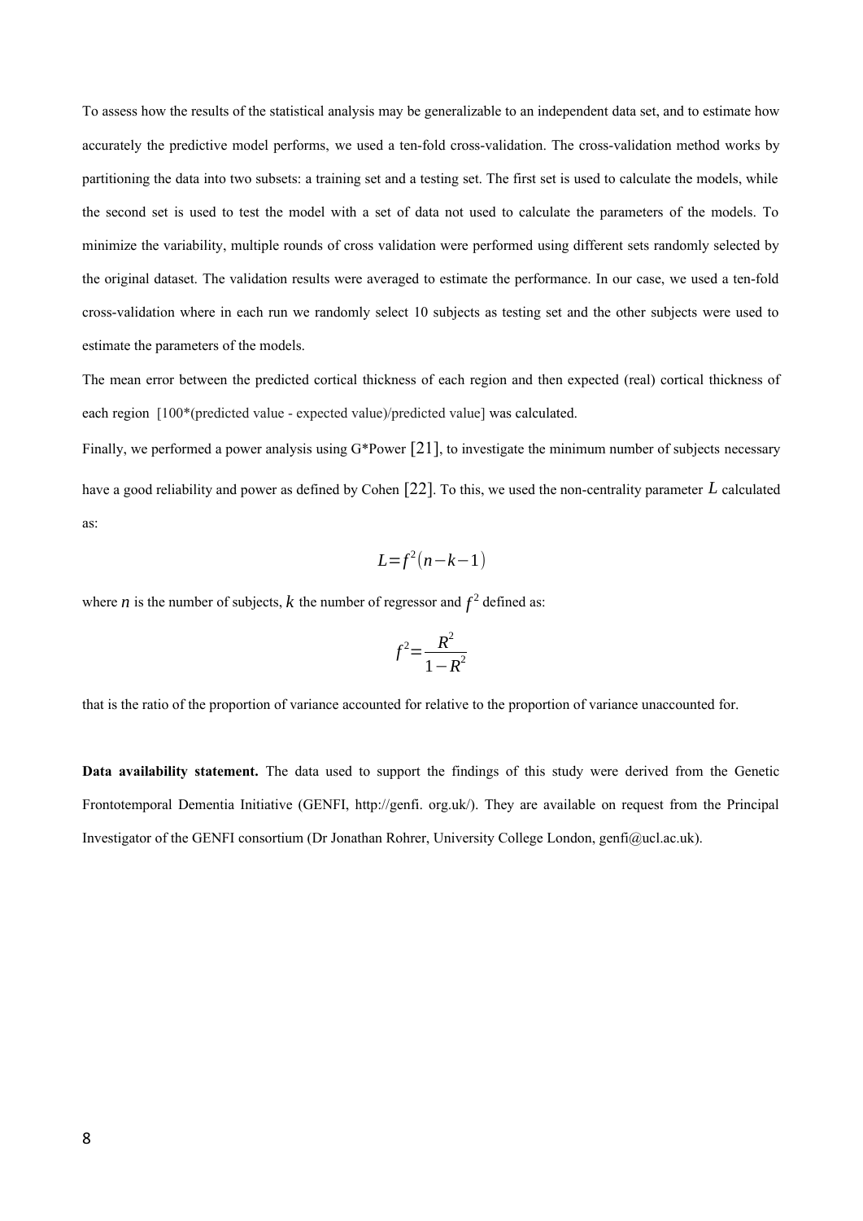To assess how the results of the statistical analysis may be generalizable to an independent data set, and to estimate how accurately the predictive model performs, we used a ten-fold cross-validation. The cross-validation method works by partitioning the data into two subsets: a training set and a testing set. The first set is used to calculate the models, while the second set is used to test the model with a set of data not used to calculate the parameters of the models. To minimize the variability, multiple rounds of cross validation were performed using different sets randomly selected by the original dataset. The validation results were averaged to estimate the performance. In our case, we used a ten-fold cross-validation where in each run we randomly select 10 subjects as testing set and the other subjects were used to estimate the parameters of the models.

The mean error between the predicted cortical thickness of each region and then expected (real) cortical thickness of each region [100*(predicted value - expected value)/predicted value] was calculated.

Finally, we performed a power analysis using G*Power [21], to investigate the minimum number of subjects necessary have a good reliability and power as defined by Cohen [22]. To this, we used the non-centrality parameter $L$ calculated as:

$$L = f^2(n - k - 1)$$

where $n$ is the number of subjects, $k$ the number of regressor and $f^2$ defined as:

$$f^2 = \frac{R^2}{1 - R^2}$$

that is the ratio of the proportion of variance accounted for relative to the proportion of variance unaccounted for.

**Data availability statement.** The data used to support the findings of this study were derived from the Genetic Frontotemporal Dementia Initiative (GENFI, http://genfi. org.uk/). They are available on request from the Principal Investigator of the GENFI consortium (Dr Jonathan Rohrer, University College London, genfi@ucl.ac.uk).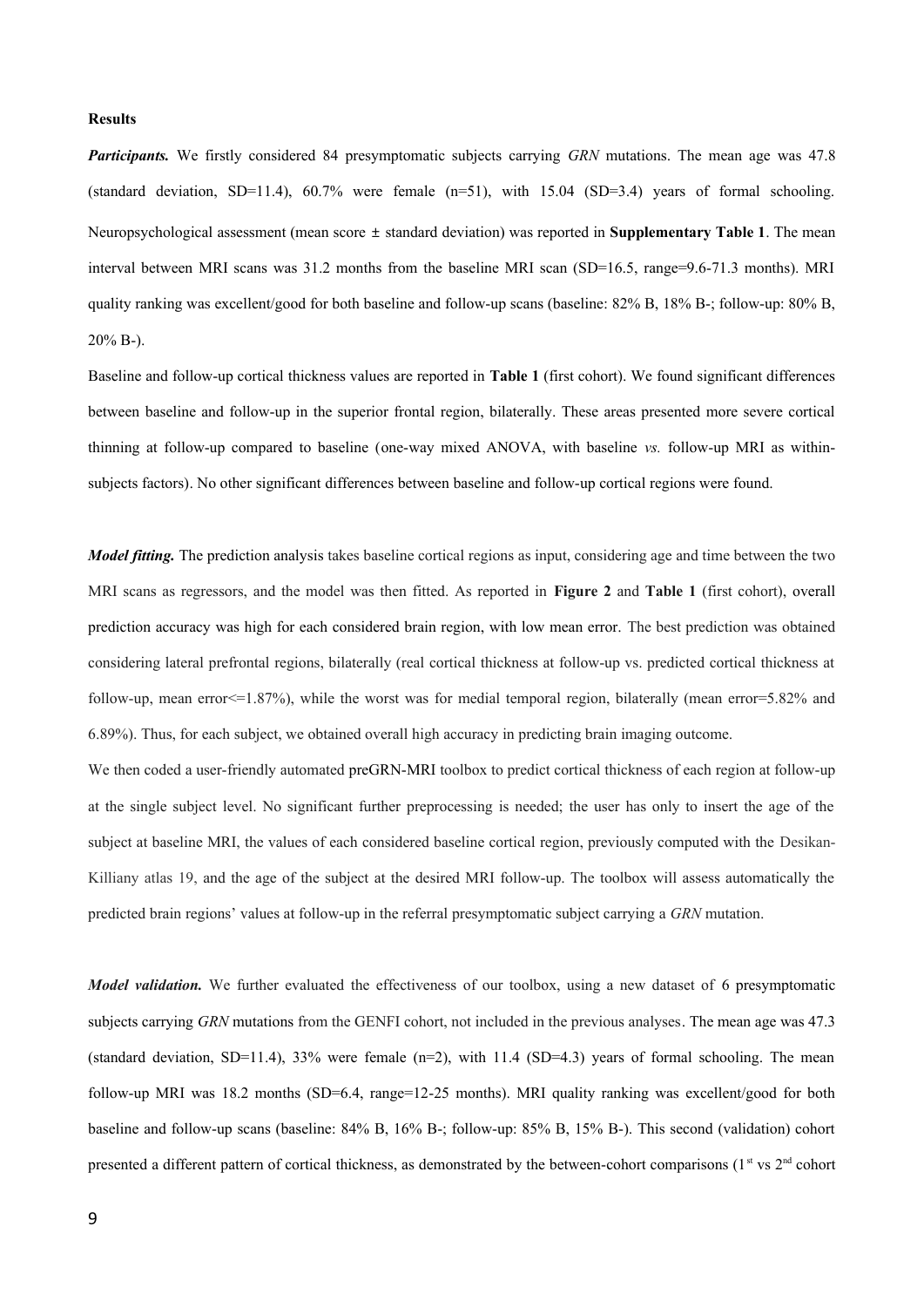**Results**

***Participants.*** We firstly considered 84 presymptomatic subjects carrying *GRN* mutations. The mean age was 47.8 (standard deviation, SD=11.4), 60.7% were female (n=51), with 15.04 (SD=3.4) years of formal schooling. Neuropsychological assessment (mean score ± standard deviation) was reported in **Supplementary Table 1**. The mean interval between MRI scans was 31.2 months from the baseline MRI scan (SD=16.5, range=9.6-71.3 months). MRI quality ranking was excellent/good for both baseline and follow-up scans (baseline: 82% B, 18% B-; follow-up: 80% B, 20% B-).

Baseline and follow-up cortical thickness values are reported in **Table 1** (first cohort). We found significant differences between baseline and follow-up in the superior frontal region, bilaterally. These areas presented more severe cortical thinning at follow-up compared to baseline (one-way mixed ANOVA, with baseline *vs.* follow-up MRI as within-subjects factors). No other significant differences between baseline and follow-up cortical regions were found.

***Model fitting.*** The prediction analysis takes baseline cortical regions as input, considering age and time between the two MRI scans as regressors, and the model was then fitted. As reported in **Figure 2** and **Table 1** (first cohort), overall prediction accuracy was high for each considered brain region, with low mean error. The best prediction was obtained considering lateral prefrontal regions, bilaterally (real cortical thickness at follow-up vs. predicted cortical thickness at follow-up, mean error<=1.87%), while the worst was for medial temporal region, bilaterally (mean error=5.82% and 6.89%). Thus, for each subject, we obtained overall high accuracy in predicting brain imaging outcome.

We then coded a user-friendly automated preGRN-MRI toolbox to predict cortical thickness of each region at follow-up at the single subject level. No significant further preprocessing is needed; the user has only to insert the age of the subject at baseline MRI, the values of each considered baseline cortical region, previously computed with the Desikan-Killiany atlas 19, and the age of the subject at the desired MRI follow-up. The toolbox will assess automatically the predicted brain regions' values at follow-up in the referral presymptomatic subject carrying a *GRN* mutation.

***Model validation.*** We further evaluated the effectiveness of our toolbox, using a new dataset of 6 presymptomatic subjects carrying *GRN* mutations from the GENFI cohort, not included in the previous analyses. The mean age was 47.3 (standard deviation, SD=11.4), 33% were female (n=2), with 11.4 (SD=4.3) years of formal schooling. The mean follow-up MRI was 18.2 months (SD=6.4, range=12-25 months). MRI quality ranking was excellent/good for both baseline and follow-up scans (baseline: 84% B, 16% B-; follow-up: 85% B, 15% B-). This second (validation) cohort presented a different pattern of cortical thickness, as demonstrated by the between-cohort comparisons (1[st] vs 2[nd] cohort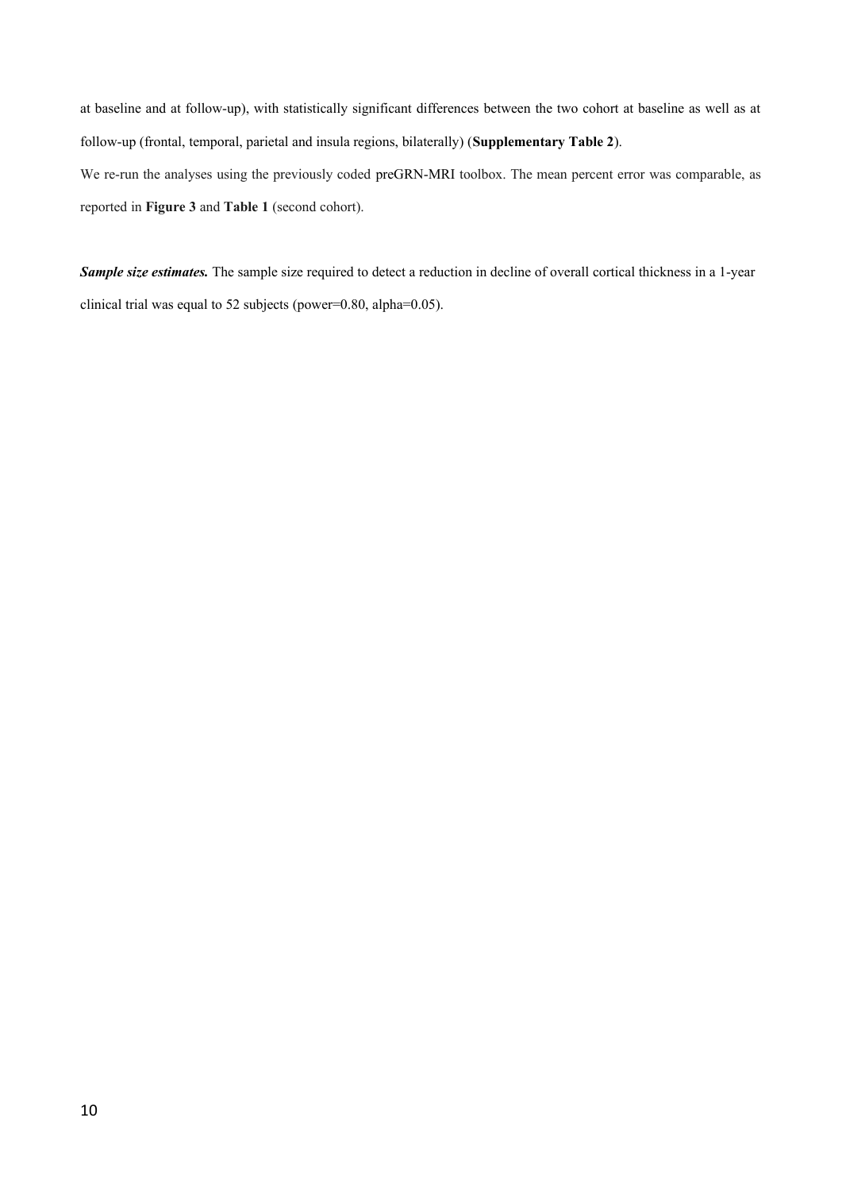at baseline and at follow-up), with statistically significant differences between the two cohort at baseline as well as at follow-up (frontal, temporal, parietal and insula regions, bilaterally) (**Supplementary Table 2**).

We re-run the analyses using the previously coded preGRN-MRI toolbox. The mean percent error was comparable, as reported in **Figure 3** and **Table 1** (second cohort).

***Sample size estimates.*** The sample size required to detect a reduction in decline of overall cortical thickness in a 1-year clinical trial was equal to 52 subjects (power=0.80, alpha=0.05).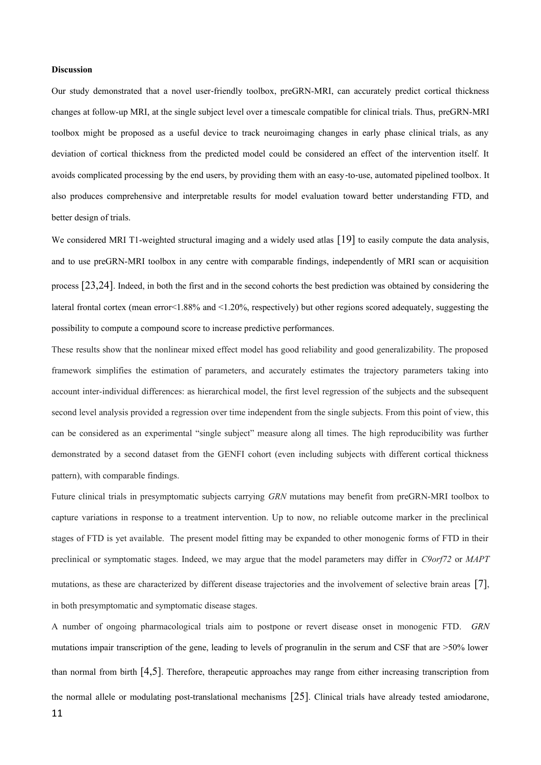**Discussion**

Our study demonstrated that a novel user-friendly toolbox, preGRN-MRI, can accurately predict cortical thickness changes at follow-up MRI, at the single subject level over a timescale compatible for clinical trials. Thus, preGRN-MRI toolbox might be proposed as a useful device to track neuroimaging changes in early phase clinical trials, as any deviation of cortical thickness from the predicted model could be considered an effect of the intervention itself. It avoids complicated processing by the end users, by providing them with an easy-to-use, automated pipelined toolbox. It also produces comprehensive and interpretable results for model evaluation toward better understanding FTD, and better design of trials.

We considered MRI T1-weighted structural imaging and a widely used atlas [19] to easily compute the data analysis, and to use preGRN-MRI toolbox in any centre with comparable findings, independently of MRI scan or acquisition process [23,24]. Indeed, in both the first and in the second cohorts the best prediction was obtained by considering the lateral frontal cortex (mean error<1.88% and <1.20%, respectively) but other regions scored adequately, suggesting the possibility to compute a compound score to increase predictive performances.

These results show that the nonlinear mixed effect model has good reliability and good generalizability. The proposed framework simplifies the estimation of parameters, and accurately estimates the trajectory parameters taking into account inter-individual differences: as hierarchical model, the first level regression of the subjects and the subsequent second level analysis provided a regression over time independent from the single subjects. From this point of view, this can be considered as an experimental "single subject" measure along all times. The high reproducibility was further demonstrated by a second dataset from the GENFI cohort (even including subjects with different cortical thickness pattern), with comparable findings.

Future clinical trials in presymptomatic subjects carrying *GRN* mutations may benefit from preGRN-MRI toolbox to capture variations in response to a treatment intervention. Up to now, no reliable outcome marker in the preclinical stages of FTD is yet available. The present model fitting may be expanded to other monogenic forms of FTD in their preclinical or symptomatic stages. Indeed, we may argue that the model parameters may differ in *C9orf72* or *MAPT* mutations, as these are characterized by different disease trajectories and the involvement of selective brain areas [7], in both presymptomatic and symptomatic disease stages.

A number of ongoing pharmacological trials aim to postpone or revert disease onset in monogenic FTD. *GRN* mutations impair transcription of the gene, leading to levels of progranulin in the serum and CSF that are >50% lower than normal from birth [4,5]. Therefore, therapeutic approaches may range from either increasing transcription from the normal allele or modulating post-translational mechanisms [25]. Clinical trials have already tested amiodarone,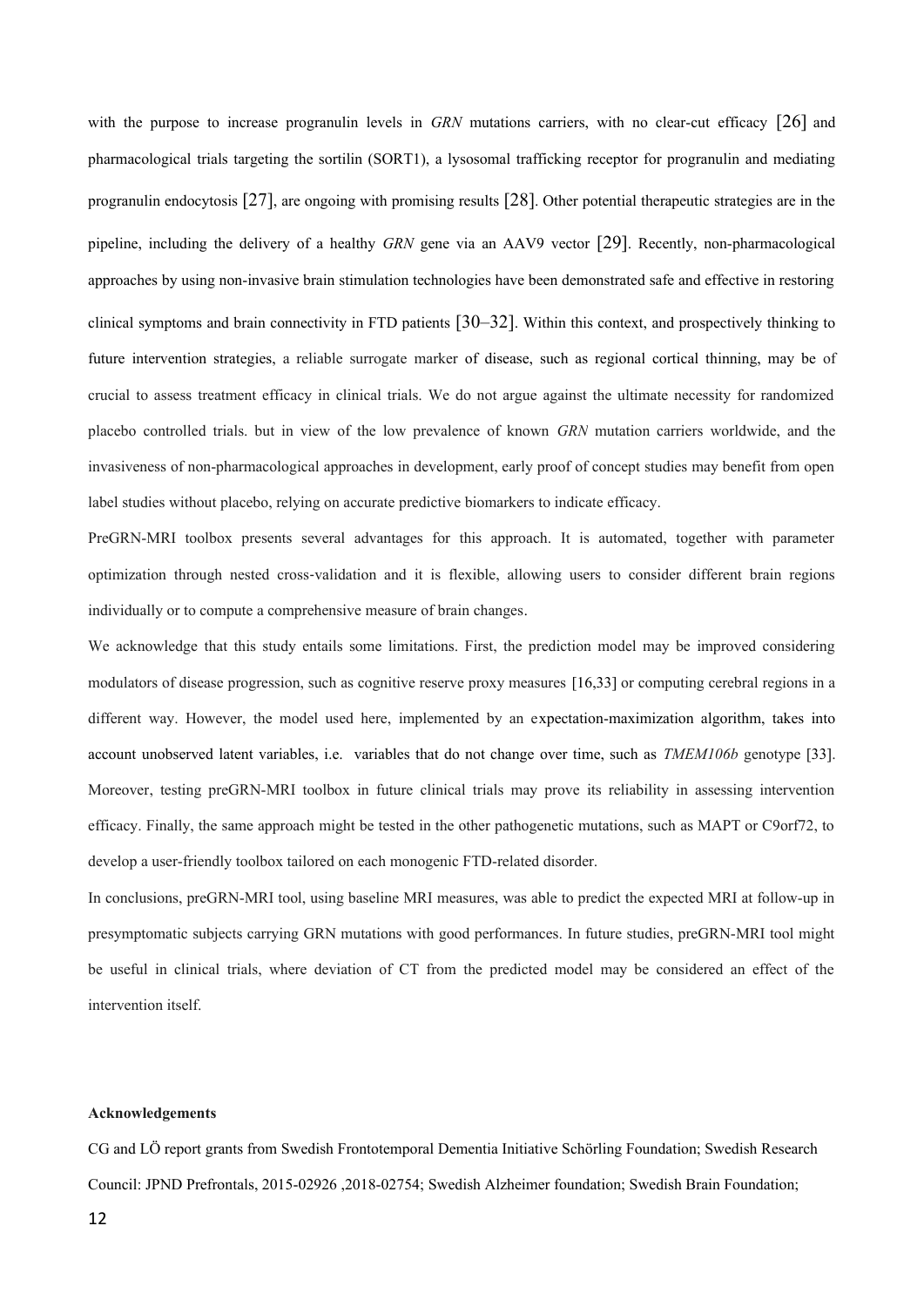with the purpose to increase progranulin levels in *GRN* mutations carriers, with no clear-cut efficacy [26] and pharmacological trials targeting the sortilin (SORT1), a lysosomal trafficking receptor for progranulin and mediating progranulin endocytosis [27], are ongoing with promising results [28]. Other potential therapeutic strategies are in the pipeline, including the delivery of a healthy *GRN* gene via an AAV9 vector [29]. Recently, non-pharmacological approaches by using non-invasive brain stimulation technologies have been demonstrated safe and effective in restoring clinical symptoms and brain connectivity in FTD patients [30–32]. Within this context, and prospectively thinking to future intervention strategies, a reliable surrogate marker of disease, such as regional cortical thinning, may be of crucial to assess treatment efficacy in clinical trials. We do not argue against the ultimate necessity for randomized placebo controlled trials. but in view of the low prevalence of known *GRN* mutation carriers worldwide, and the invasiveness of non-pharmacological approaches in development, early proof of concept studies may benefit from open label studies without placebo, relying on accurate predictive biomarkers to indicate efficacy.

PreGRN-MRI toolbox presents several advantages for this approach. It is automated, together with parameter optimization through nested cross-validation and it is flexible, allowing users to consider different brain regions individually or to compute a comprehensive measure of brain changes.

We acknowledge that this study entails some limitations. First, the prediction model may be improved considering modulators of disease progression, such as cognitive reserve proxy measures [16,33] or computing cerebral regions in a different way. However, the model used here, implemented by an expectation-maximization algorithm, takes into account unobserved latent variables, i.e. variables that do not change over time, such as *TMEM106b* genotype [33]. Moreover, testing preGRN-MRI toolbox in future clinical trials may prove its reliability in assessing intervention efficacy. Finally, the same approach might be tested in the other pathogenetic mutations, such as MAPT or C9orf72, to develop a user-friendly toolbox tailored on each monogenic FTD-related disorder.

In conclusions, preGRN-MRI tool, using baseline MRI measures, was able to predict the expected MRI at follow-up in presymptomatic subjects carrying GRN mutations with good performances. In future studies, preGRN-MRI tool might be useful in clinical trials, where deviation of CT from the predicted model may be considered an effect of the intervention itself.

**Acknowledgements**

CG and LÖ report grants from Swedish Frontotemporal Dementia Initiative Schörling Foundation; Swedish Research Council: JPND Prefrontals, 2015-02926 ,2018-02754; Swedish Alzheimer foundation; Swedish Brain Foundation;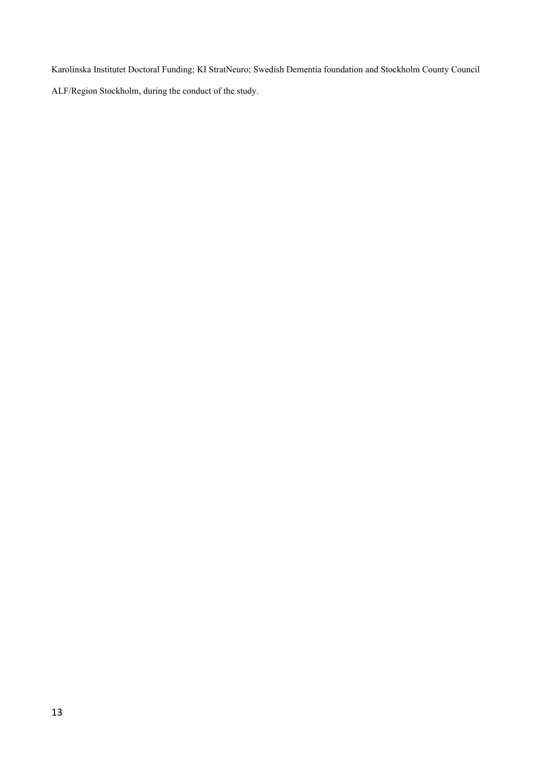Karolinska Institutet Doctoral Funding; KI StratNeuro; Swedish Dementia foundation and Stockholm County Council ALF/Region Stockholm, during the conduct of the study.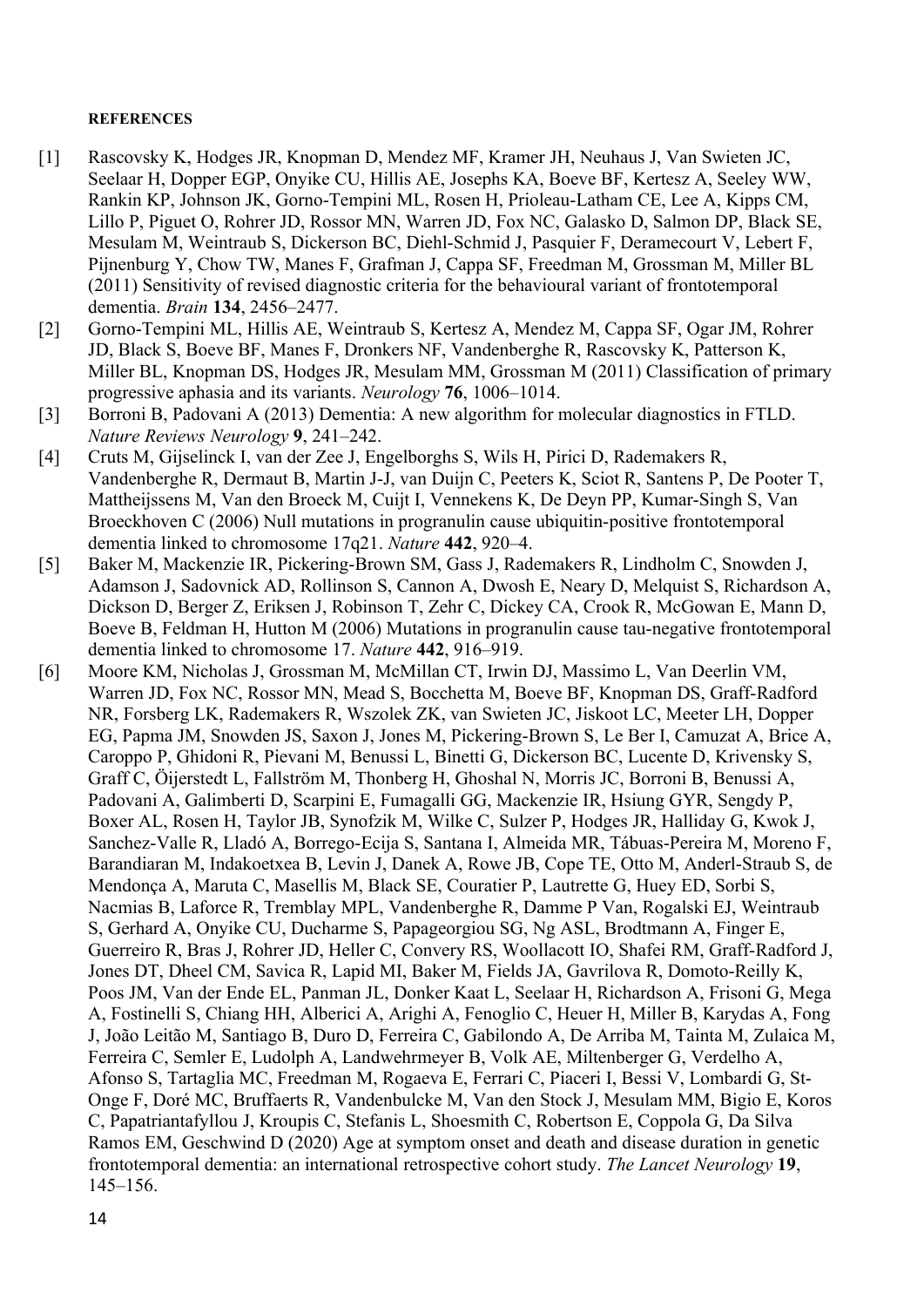**REFERENCES**

[1] Rascovsky K, Hodges JR, Knopman D, Mendez MF, Kramer JH, Neuhaus J, Van Swieten JC, Seelaar H, Dopper EGP, Onyike CU, Hillis AE, Josephs KA, Boeve BF, Kertesz A, Seeley WW, Rankin KP, Johnson JK, Gorno-Tempini ML, Rosen H, Prioleau-Latham CE, Lee A, Kipps CM, Lillo P, Piguet O, Rohrer JD, Rossor MN, Warren JD, Fox NC, Galasko D, Salmon DP, Black SE, Mesulam M, Weintraub S, Dickerson BC, Diehl-Schmid J, Pasquier F, Deramecourt V, Lebert F, Pijnenburg Y, Chow TW, Manes F, Grafman J, Cappa SF, Freedman M, Grossman M, Miller BL (2011) Sensitivity of revised diagnostic criteria for the behavioural variant of frontotemporal dementia. *Brain* **134**, 2456–2477.

[2] Gorno-Tempini ML, Hillis AE, Weintraub S, Kertesz A, Mendez M, Cappa SF, Ogar JM, Rohrer JD, Black S, Boeve BF, Manes F, Dronkers NF, Vandenberghe R, Rascovsky K, Patterson K, Miller BL, Knopman DS, Hodges JR, Mesulam MM, Grossman M (2011) Classification of primary progressive aphasia and its variants. *Neurology* **76**, 1006–1014.

[3] Borroni B, Padovani A (2013) Dementia: A new algorithm for molecular diagnostics in FTLD. *Nature Reviews Neurology* **9**, 241–242.

[4] Cruts M, Gijselinck I, van der Zee J, Engelborghs S, Wils H, Pirici D, Rademakers R, Vandenberghe R, Dermaut B, Martin J-J, van Duijn C, Peeters K, Sciot R, Santens P, De Pooter T, Mattheijssens M, Van den Broeck M, Cuijt I, Vennekens K, De Deyn PP, Kumar-Singh S, Van Broeckhoven C (2006) Null mutations in progranulin cause ubiquitin-positive frontotemporal dementia linked to chromosome 17q21. *Nature* **442**, 920–4.

[5] Baker M, Mackenzie IR, Pickering-Brown SM, Gass J, Rademakers R, Lindholm C, Snowden J, Adamson J, Sadovnick AD, Rollinson S, Cannon A, Dwosh E, Neary D, Melquist S, Richardson A, Dickson D, Berger Z, Eriksen J, Robinson T, Zehr C, Dickey CA, Crook R, McGowan E, Mann D, Boeve B, Feldman H, Hutton M (2006) Mutations in progranulin cause tau-negative frontotemporal dementia linked to chromosome 17. *Nature* **442**, 916–919.

[6] Moore KM, Nicholas J, Grossman M, McMillan CT, Irwin DJ, Massimo L, Van Deerlin VM, Warren JD, Fox NC, Rossor MN, Mead S, Bocchetta M, Boeve BF, Knopman DS, Graff-Radford NR, Forsberg LK, Rademakers R, Wszolek ZK, van Swieten JC, Jiskoot LC, Meeter LH, Dopper EG, Papma JM, Snowden JS, Saxon J, Jones M, Pickering-Brown S, Le Ber I, Camuzat A, Brice A, Caroppo P, Ghidoni R, Pievani M, Benussi L, Binetti G, Dickerson BC, Lucente D, Krivensky S, Graff C, Öijerstedt L, Fallström M, Thonberg H, Ghoshal N, Morris JC, Borroni B, Benussi A, Padovani A, Galimberti D, Scarpini E, Fumagalli GG, Mackenzie IR, Hsiung GYR, Sengdy P, Boxer AL, Rosen H, Taylor JB, Synofzik M, Wilke C, Sulzer P, Hodges JR, Halliday G, Kwok J, Sanchez-Valle R, Lladó A, Borrego-Ecija S, Santana I, Almeida MR, Tábuas-Pereira M, Moreno F, Barandiaran M, Indakoetxea B, Levin J, Danek A, Rowe JB, Cope TE, Otto M, Anderl-Straub S, de Mendonça A, Maruta C, Masellis M, Black SE, Couratier P, Lautrette G, Huey ED, Sorbi S, Nacmias B, Laforce R, Tremblay MPL, Vandenberghe R, Damme P Van, Rogalski EJ, Weintraub S, Gerhard A, Onyike CU, Ducharme S, Papageorgiou SG, Ng ASL, Brodtmann A, Finger E, Guerreiro R, Bras J, Rohrer JD, Heller C, Convery RS, Woollacott IO, Shafei RM, Graff-Radford J, Jones DT, Dheel CM, Savica R, Lapid MI, Baker M, Fields JA, Gavrilova R, Domoto-Reilly K, Poos JM, Van der Ende EL, Panman JL, Donker Kaat L, Seelaar H, Richardson A, Frisoni G, Mega A, Fostinelli S, Chiang HH, Alberici A, Arighi A, Fenoglio C, Heuer H, Miller B, Karydas A, Fong J, João Leitão M, Santiago B, Duro D, Ferreira C, Gabilondo A, De Arriba M, Tainta M, Zulaica M, Ferreira C, Semler E, Ludolph A, Landwehrmeyer B, Volk AE, Miltenberger G, Verdelho A, Afonso S, Tartaglia MC, Freedman M, Rogaeva E, Ferrari C, Piaceri I, Bessi V, Lombardi G, St-Onge F, Doré MC, Bruffaerts R, Vandenbulcke M, Van den Stock J, Mesulam MM, Bigio E, Koros C, Papatriantafyllou J, Kroupis C, Stefanis L, Shoesmith C, Robertson E, Coppola G, Da Silva Ramos EM, Geschwind D (2020) Age at symptom onset and death and disease duration in genetic frontotemporal dementia: an international retrospective cohort study. *The Lancet Neurology* **19**, 145–156.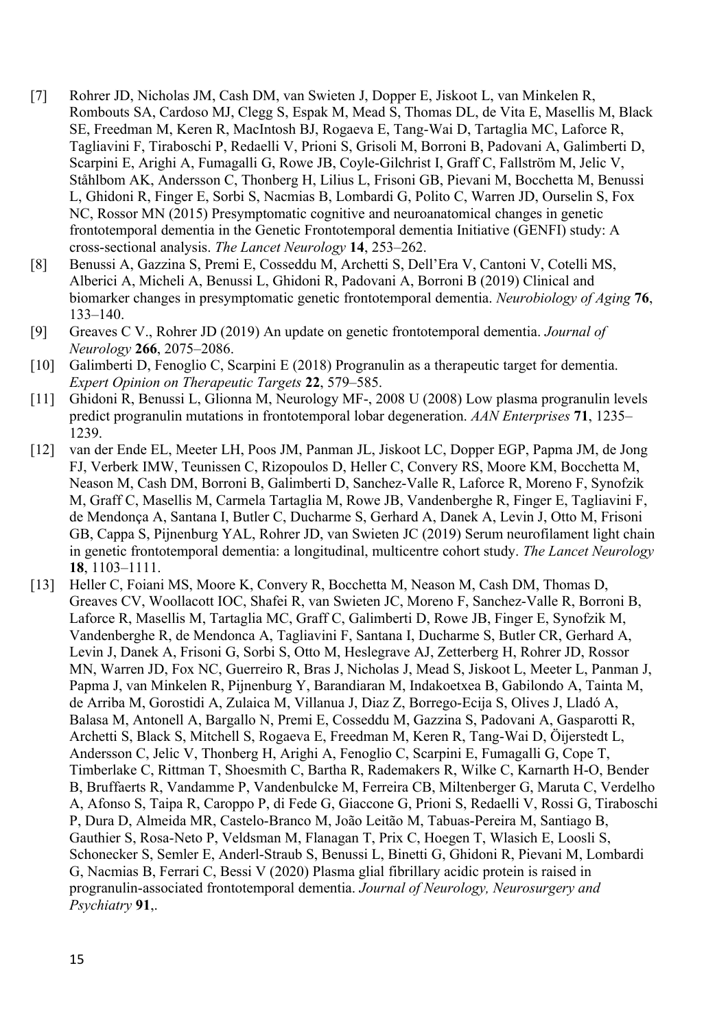[7] Rohrer JD, Nicholas JM, Cash DM, van Swieten J, Dopper E, Jiskoot L, van Minkelen R, Rombouts SA, Cardoso MJ, Clegg S, Espak M, Mead S, Thomas DL, de Vita E, Masellis M, Black SE, Freedman M, Keren R, MacIntosh BJ, Rogaeva E, Tang-Wai D, Tartaglia MC, Laforce R, Tagliavini F, Tiraboschi P, Redaelli V, Prioni S, Grisoli M, Borroni B, Padovani A, Galimberti D, Scarpini E, Arighi A, Fumagalli G, Rowe JB, Coyle-Gilchrist I, Graff C, Fallström M, Jelic V, Ståhlbom AK, Andersson C, Thonberg H, Lilius L, Frisoni GB, Pievani M, Bocchetta M, Benussi L, Ghidoni R, Finger E, Sorbi S, Nacmias B, Lombardi G, Polito C, Warren JD, Ourselin S, Fox NC, Rossor MN (2015) Presymptomatic cognitive and neuroanatomical changes in genetic frontotemporal dementia in the Genetic Frontotemporal dementia Initiative (GENFI) study: A cross-sectional analysis. *The Lancet Neurology* **14**, 253–262.

[8] Benussi A, Gazzina S, Premi E, Cosseddu M, Archetti S, Dell'Era V, Cantoni V, Cotelli MS, Alberici A, Micheli A, Benussi L, Ghidoni R, Padovani A, Borroni B (2019) Clinical and biomarker changes in presymptomatic genetic frontotemporal dementia. *Neurobiology of Aging* **76**, 133–140.

[9] Greaves C V., Rohrer JD (2019) An update on genetic frontotemporal dementia. *Journal of Neurology* **266**, 2075–2086.

[10] Galimberti D, Fenoglio C, Scarpini E (2018) Progranulin as a therapeutic target for dementia. *Expert Opinion on Therapeutic Targets* **22**, 579–585.

[11] Ghidoni R, Benussi L, Glionna M, Neurology MF-, 2008 U (2008) Low plasma progranulin levels predict progranulin mutations in frontotemporal lobar degeneration. *AAN Enterprises* **71**, 1235–1239.

[12] van der Ende EL, Meeter LH, Poos JM, Panman JL, Jiskoot LC, Dopper EGP, Papma JM, de Jong FJ, Verberk IMW, Teunissen C, Rizopoulos D, Heller C, Convery RS, Moore KM, Bocchetta M, Neason M, Cash DM, Borroni B, Galimberti D, Sanchez-Valle R, Laforce R, Moreno F, Synofzik M, Graff C, Masellis M, Carmela Tartaglia M, Rowe JB, Vandenberghe R, Finger E, Tagliavini F, de Mendonça A, Santana I, Butler C, Ducharme S, Gerhard A, Danek A, Levin J, Otto M, Frisoni GB, Cappa S, Pijnenburg YAL, Rohrer JD, van Swieten JC (2019) Serum neurofilament light chain in genetic frontotemporal dementia: a longitudinal, multicentre cohort study. *The Lancet Neurology* **18**, 1103–1111.

[13] Heller C, Foiani MS, Moore K, Convery R, Bocchetta M, Neason M, Cash DM, Thomas D, Greaves CV, Woollacott IOC, Shafei R, van Swieten JC, Moreno F, Sanchez-Valle R, Borroni B, Laforce R, Masellis M, Tartaglia MC, Graff C, Galimberti D, Rowe JB, Finger E, Synofzik M, Vandenberghe R, de Mendonca A, Tagliavini F, Santana I, Ducharme S, Butler CR, Gerhard A, Levin J, Danek A, Frisoni G, Sorbi S, Otto M, Heslegrave AJ, Zetterberg H, Rohrer JD, Rossor MN, Warren JD, Fox NC, Guerreiro R, Bras J, Nicholas J, Mead S, Jiskoot L, Meeter L, Panman J, Papma J, van Minkelen R, Pijnenburg Y, Barandiaran M, Indakoetxea B, Gabilondo A, Tainta M, de Arriba M, Gorostidi A, Zulaica M, Villanua J, Diaz Z, Borrego-Ecija S, Olives J, Lladó A, Balasa M, Antonell A, Bargallo N, Premi E, Cosseddu M, Gazzina S, Padovani A, Gasparotti R, Archetti S, Black S, Mitchell S, Rogaeva E, Freedman M, Keren R, Tang-Wai D, Öijerstedt L, Andersson C, Jelic V, Thonberg H, Arighi A, Fenoglio C, Scarpini E, Fumagalli G, Cope T, Timberlake C, Rittman T, Shoesmith C, Bartha R, Rademakers R, Wilke C, Karnarth H-O, Bender B, Bruffaerts R, Vandamme P, Vandenbulcke M, Ferreira CB, Miltenberger G, Maruta C, Verdelho A, Afonso S, Taipa R, Caroppo P, di Fede G, Giaccone G, Prioni S, Redaelli V, Rossi G, Tiraboschi P, Dura D, Almeida MR, Castelo-Branco M, João Leitão M, Tabuas-Pereira M, Santiago B, Gauthier S, Rosa-Neto P, Veldsman M, Flanagan T, Prix C, Hoegen T, Wlasich E, Loosli S, Schonecker S, Semler E, Anderl-Straub S, Benussi L, Binetti G, Ghidoni R, Pievani M, Lombardi G, Nacmias B, Ferrari C, Bessi V (2020) Plasma glial fibrillary acidic protein is raised in progranulin-associated frontotemporal dementia. *Journal of Neurology, Neurosurgery and Psychiatry* **91**,.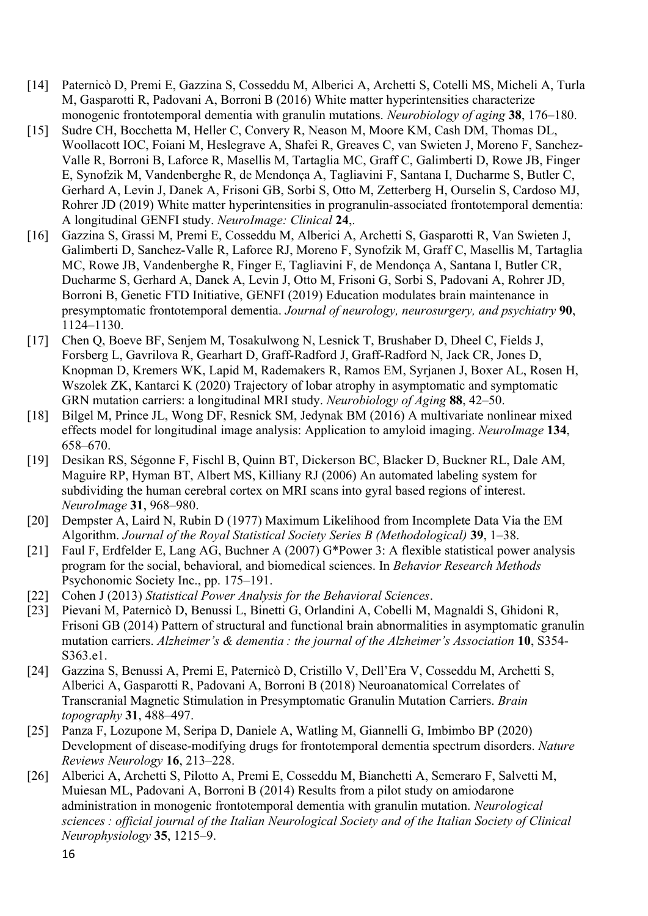[14] Paternicò D, Premi E, Gazzina S, Cosseddu M, Alberici A, Archetti S, Cotelli MS, Micheli A, Turla M, Gasparotti R, Padovani A, Borroni B (2016) White matter hyperintensities characterize monogenic frontotemporal dementia with granulin mutations. *Neurobiology of aging* **38**, 176–180.

[15] Sudre CH, Bocchetta M, Heller C, Convery R, Neason M, Moore KM, Cash DM, Thomas DL, Woollacott IOC, Foiani M, Heslegrave A, Shafei R, Greaves C, van Swieten J, Moreno F, Sanchez-Valle R, Borroni B, Laforce R, Masellis M, Tartaglia MC, Graff C, Galimberti D, Rowe JB, Finger E, Synofzik M, Vandenberghe R, de Mendonça A, Tagliavini F, Santana I, Ducharme S, Butler C, Gerhard A, Levin J, Danek A, Frisoni GB, Sorbi S, Otto M, Zetterberg H, Ourselin S, Cardoso MJ, Rohrer JD (2019) White matter hyperintensities in progranulin-associated frontotemporal dementia: A longitudinal GENFI study. *NeuroImage: Clinical* **24**,.

[16] Gazzina S, Grassi M, Premi E, Cosseddu M, Alberici A, Archetti S, Gasparotti R, Van Swieten J, Galimberti D, Sanchez-Valle R, Laforce RJ, Moreno F, Synofzik M, Graff C, Masellis M, Tartaglia MC, Rowe JB, Vandenberghe R, Finger E, Tagliavini F, de Mendonça A, Santana I, Butler CR, Ducharme S, Gerhard A, Danek A, Levin J, Otto M, Frisoni G, Sorbi S, Padovani A, Rohrer JD, Borroni B, Genetic FTD Initiative, GENFI (2019) Education modulates brain maintenance in presymptomatic frontotemporal dementia. *Journal of neurology, neurosurgery, and psychiatry* **90**, 1124–1130.

[17] Chen Q, Boeve BF, Senjem M, Tosakulwong N, Lesnick T, Brushaber D, Dheel C, Fields J, Forsberg L, Gavrilova R, Gearhart D, Graff-Radford J, Graff-Radford N, Jack CR, Jones D, Knopman D, Kremers WK, Lapid M, Rademakers R, Ramos EM, Syrjanen J, Boxer AL, Rosen H, Wszolek ZK, Kantarci K (2020) Trajectory of lobar atrophy in asymptomatic and symptomatic GRN mutation carriers: a longitudinal MRI study. *Neurobiology of Aging* **88**, 42–50.

[18] Bilgel M, Prince JL, Wong DF, Resnick SM, Jedynak BM (2016) A multivariate nonlinear mixed effects model for longitudinal image analysis: Application to amyloid imaging. *NeuroImage* **134**, 658–670.

[19] Desikan RS, Ségonne F, Fischl B, Quinn BT, Dickerson BC, Blacker D, Buckner RL, Dale AM, Maguire RP, Hyman BT, Albert MS, Killiany RJ (2006) An automated labeling system for subdividing the human cerebral cortex on MRI scans into gyral based regions of interest. *NeuroImage* **31**, 968–980.

[20] Dempster A, Laird N, Rubin D (1977) Maximum Likelihood from Incomplete Data Via the EM Algorithm. *Journal of the Royal Statistical Society Series B (Methodological)* **39**, 1–38.

[21] Faul F, Erdfelder E, Lang AG, Buchner A (2007) G*Power 3: A flexible statistical power analysis program for the social, behavioral, and biomedical sciences. In *Behavior Research Methods* Psychonomic Society Inc., pp. 175–191.

[22] Cohen J (2013) *Statistical Power Analysis for the Behavioral Sciences*.

[23] Pievani M, Paternicò D, Benussi L, Binetti G, Orlandini A, Cobelli M, Magnaldi S, Ghidoni R, Frisoni GB (2014) Pattern of structural and functional brain abnormalities in asymptomatic granulin mutation carriers. *Alzheimer's & dementia : the journal of the Alzheimer's Association* **10**, S354-S363.e1.

[24] Gazzina S, Benussi A, Premi E, Paternicò D, Cristillo V, Dell'Era V, Cosseddu M, Archetti S, Alberici A, Gasparotti R, Padovani A, Borroni B (2018) Neuroanatomical Correlates of Transcranial Magnetic Stimulation in Presymptomatic Granulin Mutation Carriers. *Brain topography* **31**, 488–497.

[25] Panza F, Lozupone M, Seripa D, Daniele A, Watling M, Giannelli G, Imbimbo BP (2020) Development of disease-modifying drugs for frontotemporal dementia spectrum disorders. *Nature Reviews Neurology* **16**, 213–228.

[26] Alberici A, Archetti S, Pilotto A, Premi E, Cosseddu M, Bianchetti A, Semeraro F, Salvetti M, Muiesan ML, Padovani A, Borroni B (2014) Results from a pilot study on amiodarone administration in monogenic frontotemporal dementia with granulin mutation. *Neurological sciences : official journal of the Italian Neurological Society and of the Italian Society of Clinical Neurophysiology* **35**, 1215–9.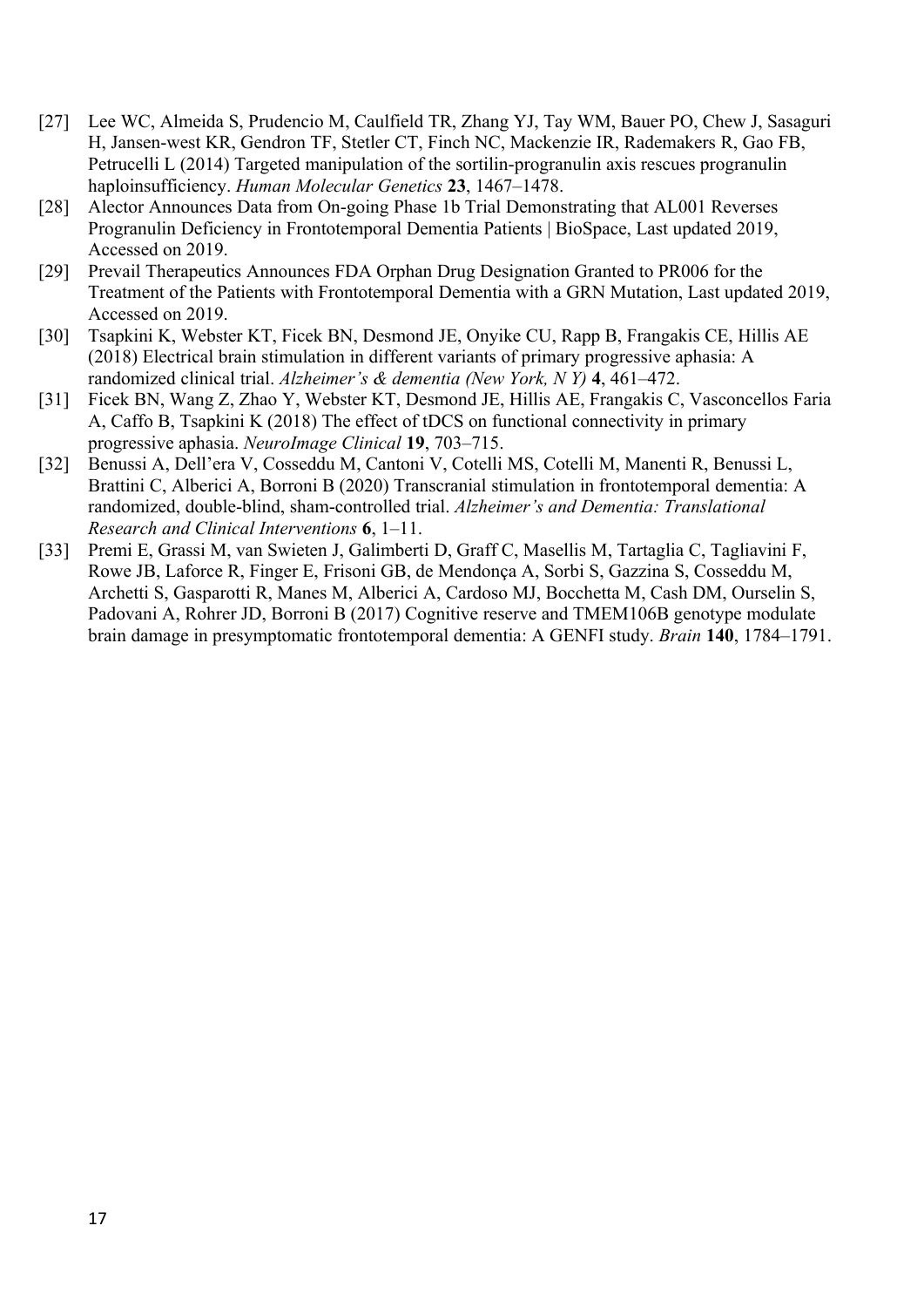[27] Lee WC, Almeida S, Prudencio M, Caulfield TR, Zhang YJ, Tay WM, Bauer PO, Chew J, Sasaguri H, Jansen-west KR, Gendron TF, Stetler CT, Finch NC, Mackenzie IR, Rademakers R, Gao FB, Petrucelli L (2014) Targeted manipulation of the sortilin-progranulin axis rescues progranulin haploinsufficiency. *Human Molecular Genetics* **23**, 1467–1478.

[28] Alector Announces Data from On-going Phase 1b Trial Demonstrating that AL001 Reverses Progranulin Deficiency in Frontotemporal Dementia Patients | BioSpace, Last updated 2019, Accessed on 2019.

[29] Prevail Therapeutics Announces FDA Orphan Drug Designation Granted to PR006 for the Treatment of the Patients with Frontotemporal Dementia with a GRN Mutation, Last updated 2019, Accessed on 2019.

[30] Tsapkini K, Webster KT, Ficek BN, Desmond JE, Onyike CU, Rapp B, Frangakis CE, Hillis AE (2018) Electrical brain stimulation in different variants of primary progressive aphasia: A randomized clinical trial. *Alzheimer's & dementia (New York, N Y)* **4**, 461–472.

[31] Ficek BN, Wang Z, Zhao Y, Webster KT, Desmond JE, Hillis AE, Frangakis C, Vasconcellos Faria A, Caffo B, Tsapkini K (2018) The effect of tDCS on functional connectivity in primary progressive aphasia. *NeuroImage Clinical* **19**, 703–715.

[32] Benussi A, Dell'era V, Cosseddu M, Cantoni V, Cotelli MS, Cotelli M, Manenti R, Benussi L, Brattini C, Alberici A, Borroni B (2020) Transcranial stimulation in frontotemporal dementia: A randomized, double-blind, sham-controlled trial. *Alzheimer's and Dementia: Translational Research and Clinical Interventions* **6**, 1–11.

[33] Premi E, Grassi M, van Swieten J, Galimberti D, Graff C, Masellis M, Tartaglia C, Tagliavini F, Rowe JB, Laforce R, Finger E, Frisoni GB, de Mendonça A, Sorbi S, Gazzina S, Cosseddu M, Archetti S, Gasparotti R, Manes M, Alberici A, Cardoso MJ, Bocchetta M, Cash DM, Ourselin S, Padovani A, Rohrer JD, Borroni B (2017) Cognitive reserve and TMEM106B genotype modulate brain damage in presymptomatic frontotemporal dementia: A GENFI study. *Brain* **140**, 1784–1791.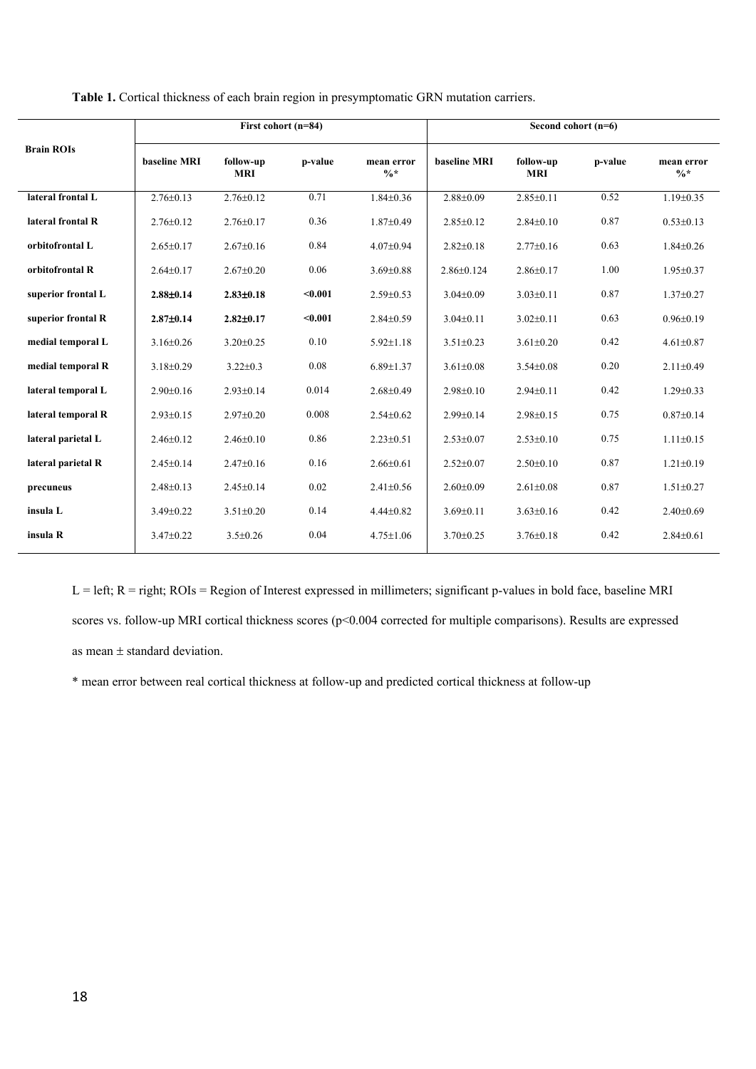**Table 1.** Cortical thickness of each brain region in presymptomatic GRN mutation carriers.

| Brain ROIs | First cohort (n=84) | | | | Second cohort (n=6) | | | |
|---|---|---|---|---|---|---|---|---|
| | baseline MRI | follow-up MRI | p-value | mean error %* | baseline MRI | follow-up MRI | p-value | mean error %* |
| lateral frontal L | 2.76±0.13 | 2.76±0.12 | 0.71 | 1.84±0.36 | 2.88±0.09 | 2.85±0.11 | 0.52 | 1.19±0.35 |
| lateral frontal R | 2.76±0.12 | 2.76±0.17 | 0.36 | 1.87±0.49 | 2.85±0.12 | 2.84±0.10 | 0.87 | 0.53±0.13 |
| orbitofrontal L | 2.65±0.17 | 2.67±0.16 | 0.84 | 4.07±0.94 | 2.82±0.18 | 2.77±0.16 | 0.63 | 1.84±0.26 |
| orbitofrontal R | 2.64±0.17 | 2.67±0.20 | 0.06 | 3.69±0.88 | 2.86±0.124 | 2.86±0.17 | 1.00 | 1.95±0.37 |
| superior frontal L | **2.88±0.14** | **2.83±0.18** | **<0.001** | 2.59±0.53 | 3.04±0.09 | 3.03±0.11 | 0.87 | 1.37±0.27 |
| superior frontal R | **2.87±0.14** | **2.82±0.17** | **<0.001** | 2.84±0.59 | 3.04±0.11 | 3.02±0.11 | 0.63 | 0.96±0.19 |
| medial temporal L | 3.16±0.26 | 3.20±0.25 | 0.10 | 5.92±1.18 | 3.51±0.23 | 3.61±0.20 | 0.42 | 4.61±0.87 |
| medial temporal R | 3.18±0.29 | 3.22±0.3 | 0.08 | 6.89±1.37 | 3.61±0.08 | 3.54±0.08 | 0.20 | 2.11±0.49 |
| lateral temporal L | 2.90±0.16 | 2.93±0.14 | 0.014 | 2.68±0.49 | 2.98±0.10 | 2.94±0.11 | 0.42 | 1.29±0.33 |
| lateral temporal R | 2.93±0.15 | 2.97±0.20 | 0.008 | 2.54±0.62 | 2.99±0.14 | 2.98±0.15 | 0.75 | 0.87±0.14 |
| lateral parietal L | 2.46±0.12 | 2.46±0.10 | 0.86 | 2.23±0.51 | 2.53±0.07 | 2.53±0.10 | 0.75 | 1.11±0.15 |
| lateral parietal R | 2.45±0.14 | 2.47±0.16 | 0.16 | 2.66±0.61 | 2.52±0.07 | 2.50±0.10 | 0.87 | 1.21±0.19 |
| precuneus | 2.48±0.13 | 2.45±0.14 | 0.02 | 2.41±0.56 | 2.60±0.09 | 2.61±0.08 | 0.87 | 1.51±0.27 |
| insula L | 3.49±0.22 | 3.51±0.20 | 0.14 | 4.44±0.82 | 3.69±0.11 | 3.63±0.16 | 0.42 | 2.40±0.69 |
| insula R | 3.47±0.22 | 3.5±0.26 | 0.04 | 4.75±1.06 | 3.70±0.25 | 3.76±0.18 | 0.42 | 2.84±0.61 |

L = left; R = right; ROIs = Region of Interest expressed in millimeters; significant p-values in bold face, baseline MRI scores vs. follow-up MRI cortical thickness scores ($p<0.004$ corrected for multiple comparisons). Results are expressed as mean ± standard deviation.

\* mean error between real cortical thickness at follow-up and predicted cortical thickness at follow-up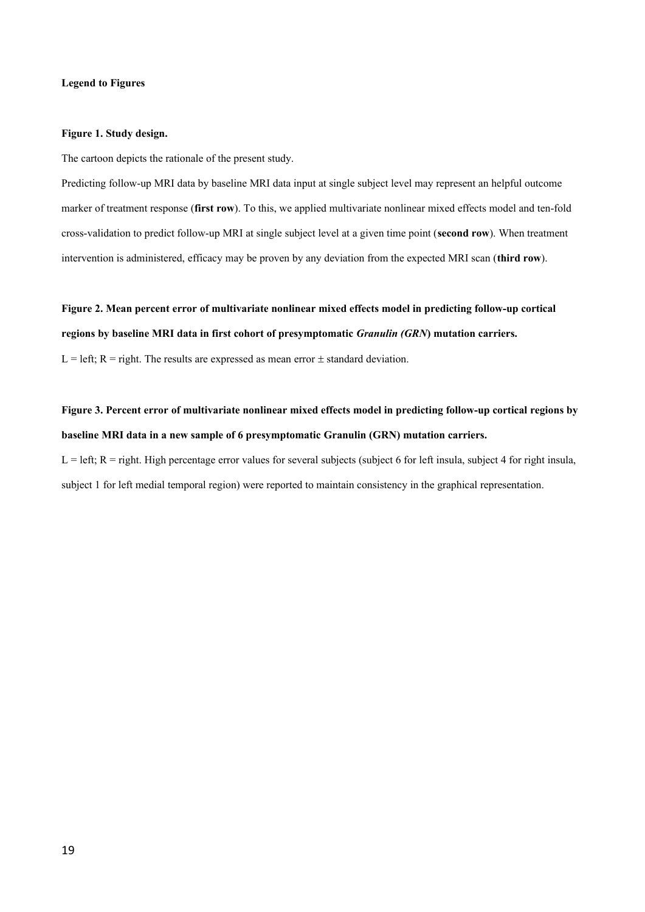**Legend to Figures**

**Figure 1. Study design.**

The cartoon depicts the rationale of the present study.

Predicting follow-up MRI data by baseline MRI data input at single subject level may represent an helpful outcome marker of treatment response (**first row**). To this, we applied multivariate nonlinear mixed effects model and ten-fold cross-validation to predict follow-up MRI at single subject level at a given time point (**second row**). When treatment intervention is administered, efficacy may be proven by any deviation from the expected MRI scan (**third row**).

**Figure 2. Mean percent error of multivariate nonlinear mixed effects model in predicting follow-up cortical regions by baseline MRI data in first cohort of presymptomatic *Granulin (GRN*) mutation carriers.**

L = left; R = right. The results are expressed as mean error ± standard deviation.

**Figure 3. Percent error of multivariate nonlinear mixed effects model in predicting follow-up cortical regions by baseline MRI data in a new sample of 6 presymptomatic Granulin (GRN) mutation carriers.**

L = left; R = right. High percentage error values for several subjects (subject 6 for left insula, subject 4 for right insula, subject 1 for left medial temporal region) were reported to maintain consistency in the graphical representation.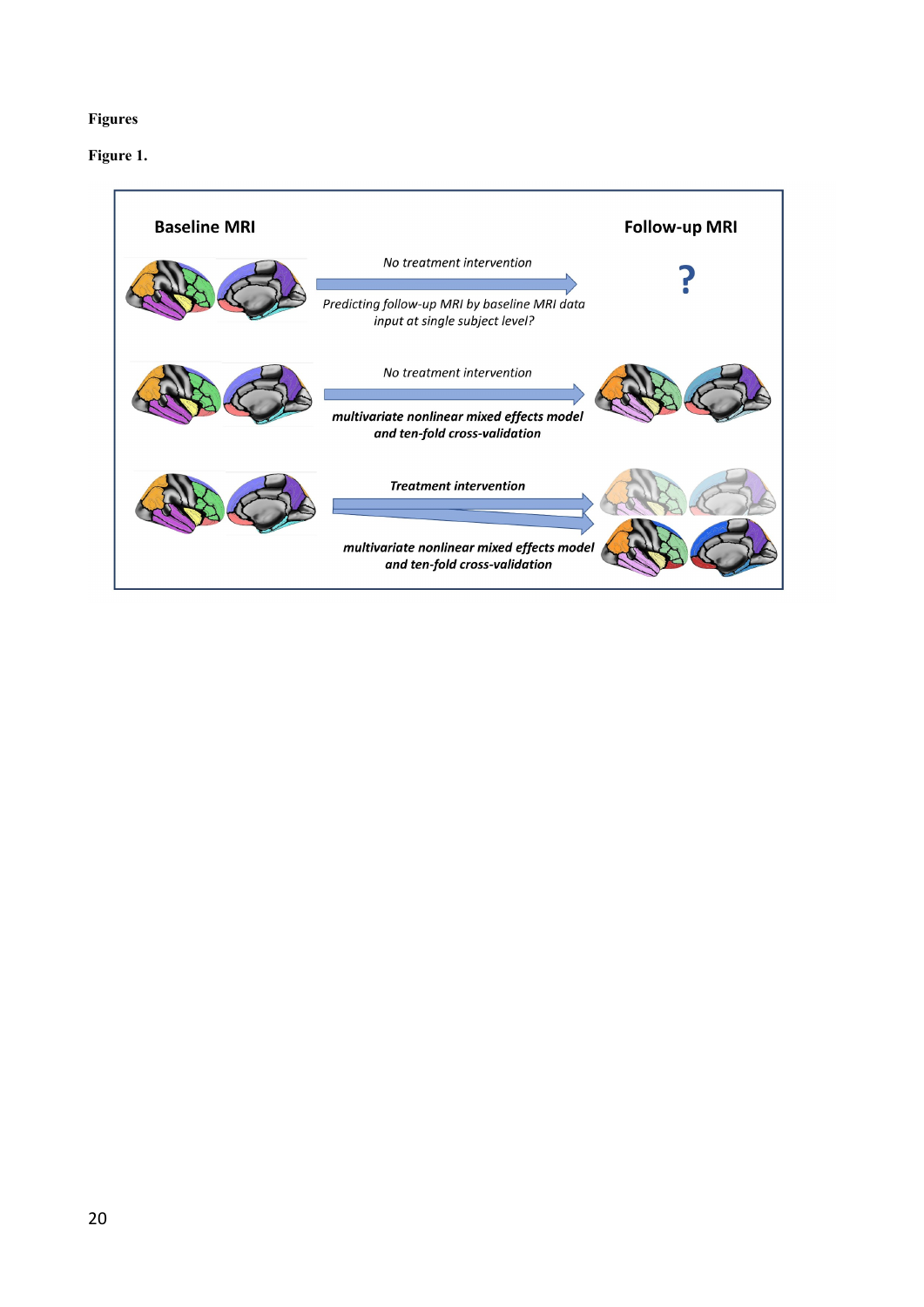# Figures

**Figure 1.**

Baseline MRI

Follow-up MRI

*No treatment intervention*

*Predicting follow-up MRI by baseline MRI data input at single subject level?*

?

*No treatment intervention*

***multivariate nonlinear mixed effects model and ten-fold cross-validation***

***Treatment intervention***

***multivariate nonlinear mixed effects model and ten-fold cross-validation***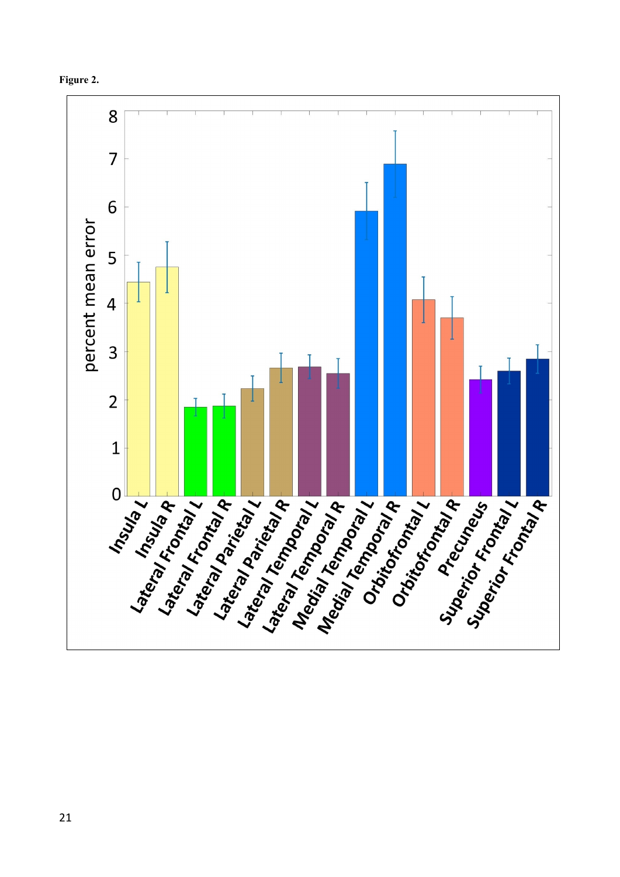**Figure 2.**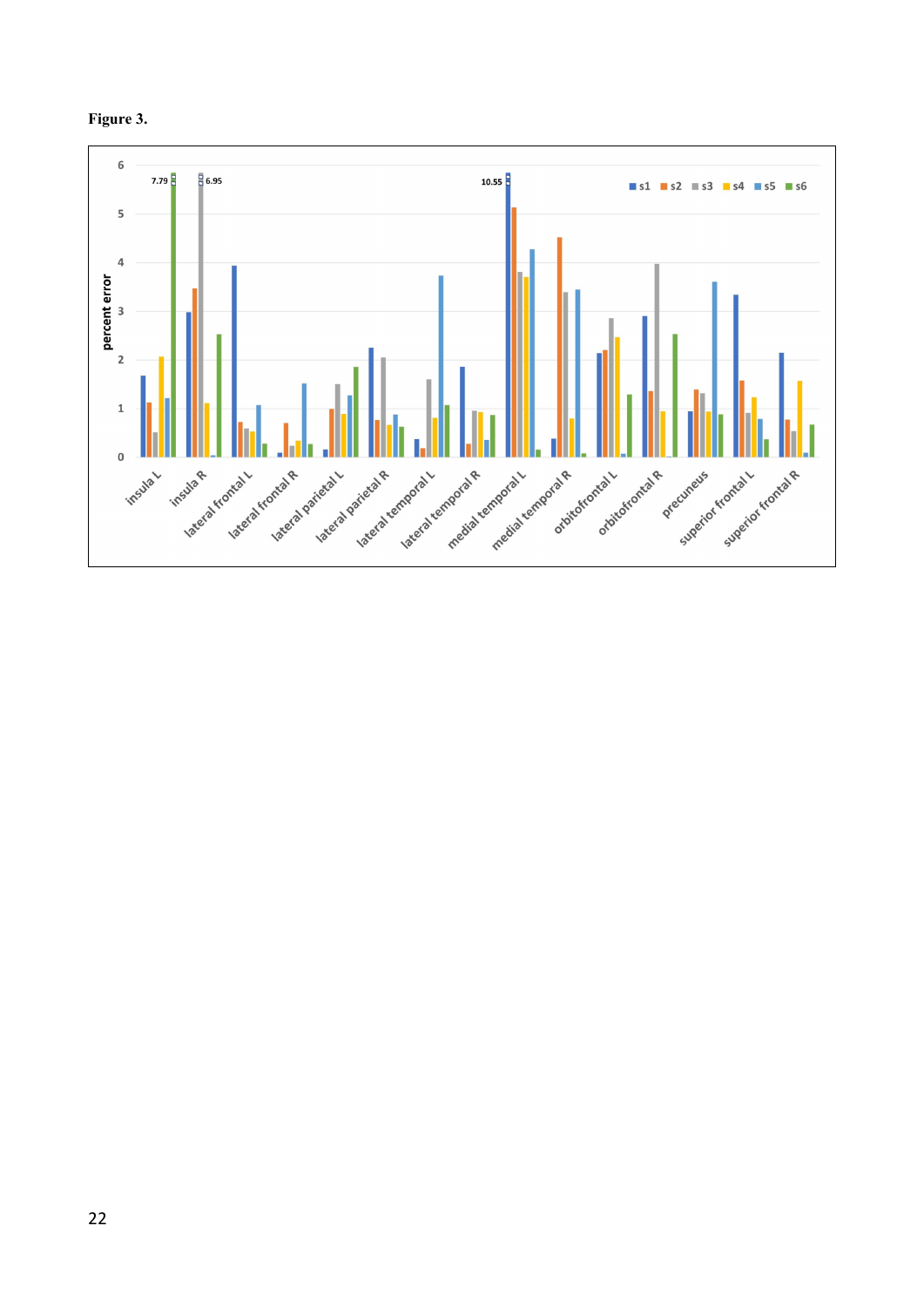**Figure 3.**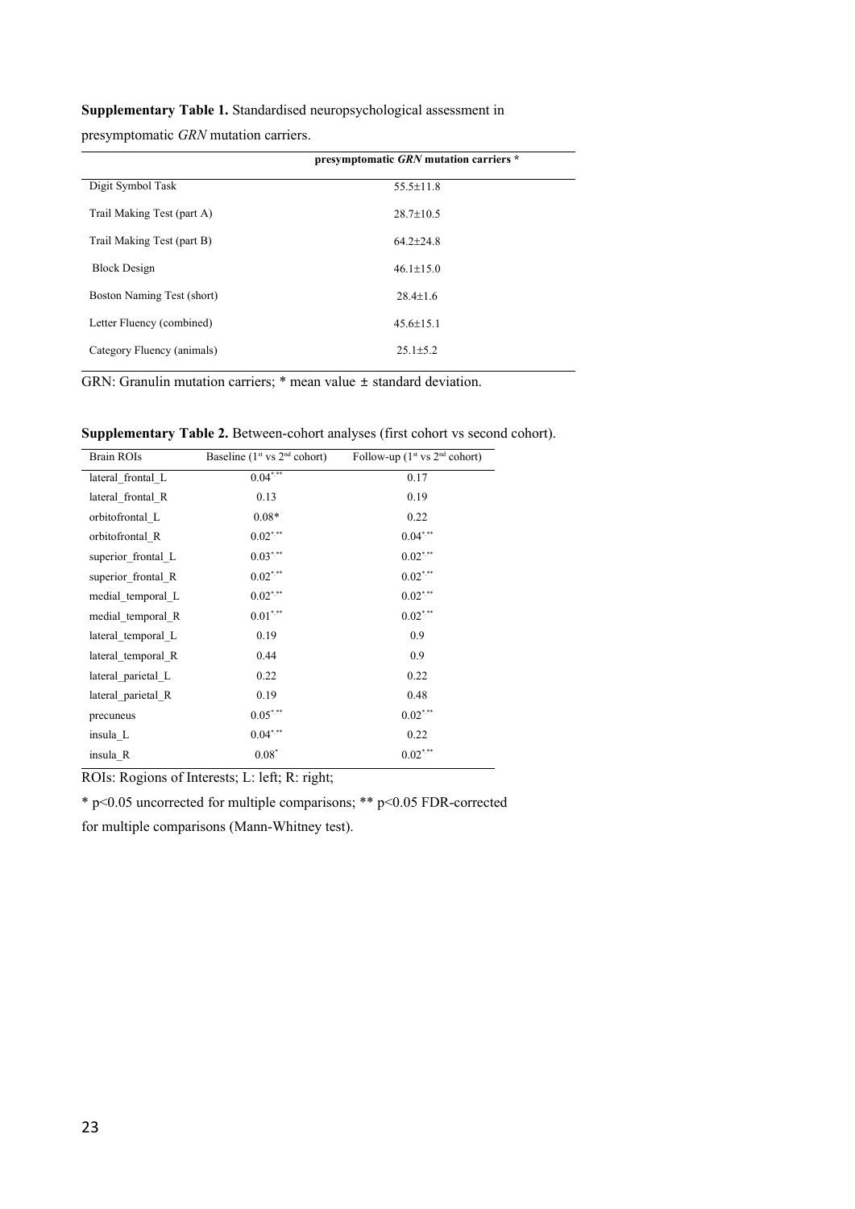**Supplementary Table 1.** Standardised neuropsychological assessment in presymptomatic *GRN* mutation carriers.

| | **presymptomatic *GRN* mutation carriers \*** |
|---|---|
| Digit Symbol Task | 55.5±11.8 |
| Trail Making Test (part A) | 28.7±10.5 |
| Trail Making Test (part B) | 64.2±24.8 |
| Block Design | 46.1±15.0 |
| Boston Naming Test (short) | 28.4±1.6 |
| Letter Fluency (combined) | 45.6±15.1 |
| Category Fluency (animals) | 25.1±5.2 |

GRN: Granulin mutation carriers; * mean value ± standard deviation.

**Supplementary Table 2.** Between-cohort analyses (first cohort vs second cohort).

| Brain ROIs | Baseline (1st vs 2nd cohort) | Follow-up (1st vs 2nd cohort) |
|---|---|---|
| lateral_frontal_L | 0.04*,** | 0.17 |
| lateral_frontal_R | 0.13 | 0.19 |
| orbitofrontal_L | 0.08* | 0.22 |
| orbitofrontal_R | 0.02*,** | 0.04*,** |
| superior_frontal_L | 0.03*,** | 0.02*,** |
| superior_frontal_R | 0.02*,** | 0.02*,** |
| medial_temporal_L | 0.02*,** | 0.02*,** |
| medial_temporal_R | 0.01*,** | 0.02*,** |
| lateral_temporal_L | 0.19 | 0.9 |
| lateral_temporal_R | 0.44 | 0.9 |
| lateral_parietal_L | 0.22 | 0.22 |
| lateral_parietal_R | 0.19 | 0.48 |
| precuneus | 0.05*,** | 0.02*,** |
| insula_L | 0.04*,** | 0.22 |
| insula_R | 0.08* | 0.02*,** |

ROIs: Rogions of Interests; L: left; R: right;

* $p<0.05$ uncorrected for multiple comparisons; ** $p<0.05$ FDR-corrected for multiple comparisons (Mann-Whitney test).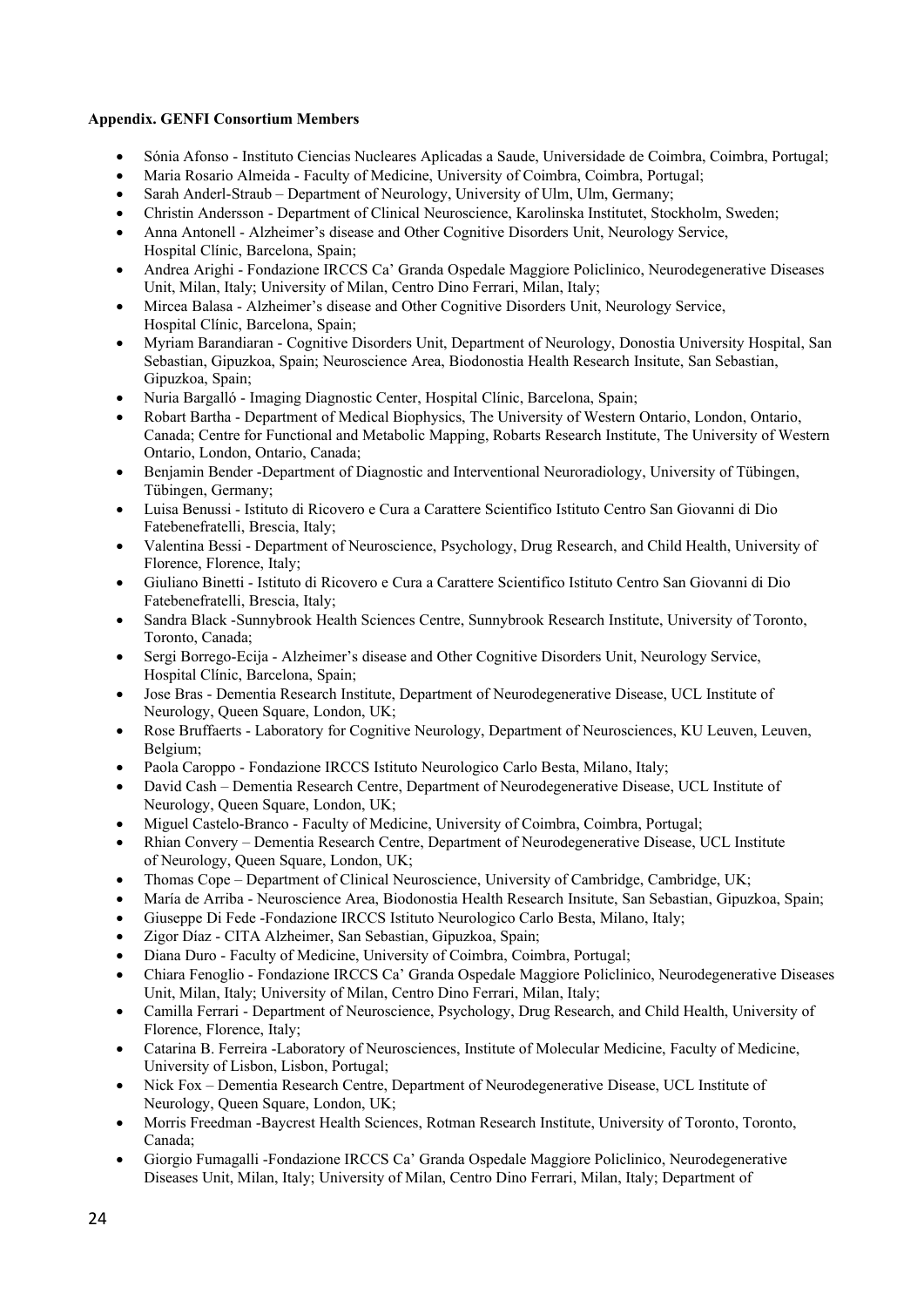**Appendix. GENFI Consortium Members**

- Sónia Afonso - Instituto Ciencias Nucleares Aplicadas a Saude, Universidade de Coimbra, Coimbra, Portugal;
- Maria Rosario Almeida - Faculty of Medicine, University of Coimbra, Coimbra, Portugal;
- Sarah Anderl-Straub – Department of Neurology, University of Ulm, Ulm, Germany;
- Christin Andersson - Department of Clinical Neuroscience, Karolinska Institutet, Stockholm, Sweden;
- Anna Antonell - Alzheimer's disease and Other Cognitive Disorders Unit, Neurology Service, Hospital Clínic, Barcelona, Spain;
- Andrea Arighi - Fondazione IRCCS Ca' Granda Ospedale Maggiore Policlinico, Neurodegenerative Diseases Unit, Milan, Italy; University of Milan, Centro Dino Ferrari, Milan, Italy;
- Mircea Balasa - Alzheimer's disease and Other Cognitive Disorders Unit, Neurology Service, Hospital Clínic, Barcelona, Spain;
- Myriam Barandiaran - Cognitive Disorders Unit, Department of Neurology, Donostia University Hospital, San Sebastian, Gipuzkoa, Spain; Neuroscience Area, Biodonostia Health Research Insitute, San Sebastian, Gipuzkoa, Spain;
- Nuria Bargalló - Imaging Diagnostic Center, Hospital Clínic, Barcelona, Spain;
- Robart Bartha - Department of Medical Biophysics, The University of Western Ontario, London, Ontario, Canada; Centre for Functional and Metabolic Mapping, Robarts Research Institute, The University of Western Ontario, London, Ontario, Canada;
- Benjamin Bender -Department of Diagnostic and Interventional Neuroradiology, University of Tübingen, Tübingen, Germany;
- Luisa Benussi - Istituto di Ricovero e Cura a Carattere Scientifico Istituto Centro San Giovanni di Dio Fatebenefratelli, Brescia, Italy;
- Valentina Bessi - Department of Neuroscience, Psychology, Drug Research, and Child Health, University of Florence, Florence, Italy;
- Giuliano Binetti - Istituto di Ricovero e Cura a Carattere Scientifico Istituto Centro San Giovanni di Dio Fatebenefratelli, Brescia, Italy;
- Sandra Black -Sunnybrook Health Sciences Centre, Sunnybrook Research Institute, University of Toronto, Toronto, Canada;
- Sergi Borrego-Ecija - Alzheimer's disease and Other Cognitive Disorders Unit, Neurology Service, Hospital Clínic, Barcelona, Spain;
- Jose Bras - Dementia Research Institute, Department of Neurodegenerative Disease, UCL Institute of Neurology, Queen Square, London, UK;
- Rose Bruffaerts - Laboratory for Cognitive Neurology, Department of Neurosciences, KU Leuven, Leuven, Belgium;
- Paola Caroppo - Fondazione IRCCS Istituto Neurologico Carlo Besta, Milano, Italy;
- David Cash – Dementia Research Centre, Department of Neurodegenerative Disease, UCL Institute of Neurology, Queen Square, London, UK;
- Miguel Castelo-Branco - Faculty of Medicine, University of Coimbra, Coimbra, Portugal;
- Rhian Convery – Dementia Research Centre, Department of Neurodegenerative Disease, UCL Institute of Neurology, Queen Square, London, UK;
- Thomas Cope – Department of Clinical Neuroscience, University of Cambridge, Cambridge, UK;
- María de Arriba - Neuroscience Area, Biodonostia Health Research Insitute, San Sebastian, Gipuzkoa, Spain;
- Giuseppe Di Fede -Fondazione IRCCS Istituto Neurologico Carlo Besta, Milano, Italy;
- Zigor Díaz - CITA Alzheimer, San Sebastian, Gipuzkoa, Spain;
- Diana Duro - Faculty of Medicine, University of Coimbra, Coimbra, Portugal;
- Chiara Fenoglio - Fondazione IRCCS Ca' Granda Ospedale Maggiore Policlinico, Neurodegenerative Diseases Unit, Milan, Italy; University of Milan, Centro Dino Ferrari, Milan, Italy;
- Camilla Ferrari - Department of Neuroscience, Psychology, Drug Research, and Child Health, University of Florence, Florence, Italy;
- Catarina B. Ferreira -Laboratory of Neurosciences, Institute of Molecular Medicine, Faculty of Medicine, University of Lisbon, Lisbon, Portugal;
- Nick Fox – Dementia Research Centre, Department of Neurodegenerative Disease, UCL Institute of Neurology, Queen Square, London, UK;
- Morris Freedman -Baycrest Health Sciences, Rotman Research Institute, University of Toronto, Toronto, Canada;
- Giorgio Fumagalli -Fondazione IRCCS Ca' Granda Ospedale Maggiore Policlinico, Neurodegenerative Diseases Unit, Milan, Italy; University of Milan, Centro Dino Ferrari, Milan, Italy; Department of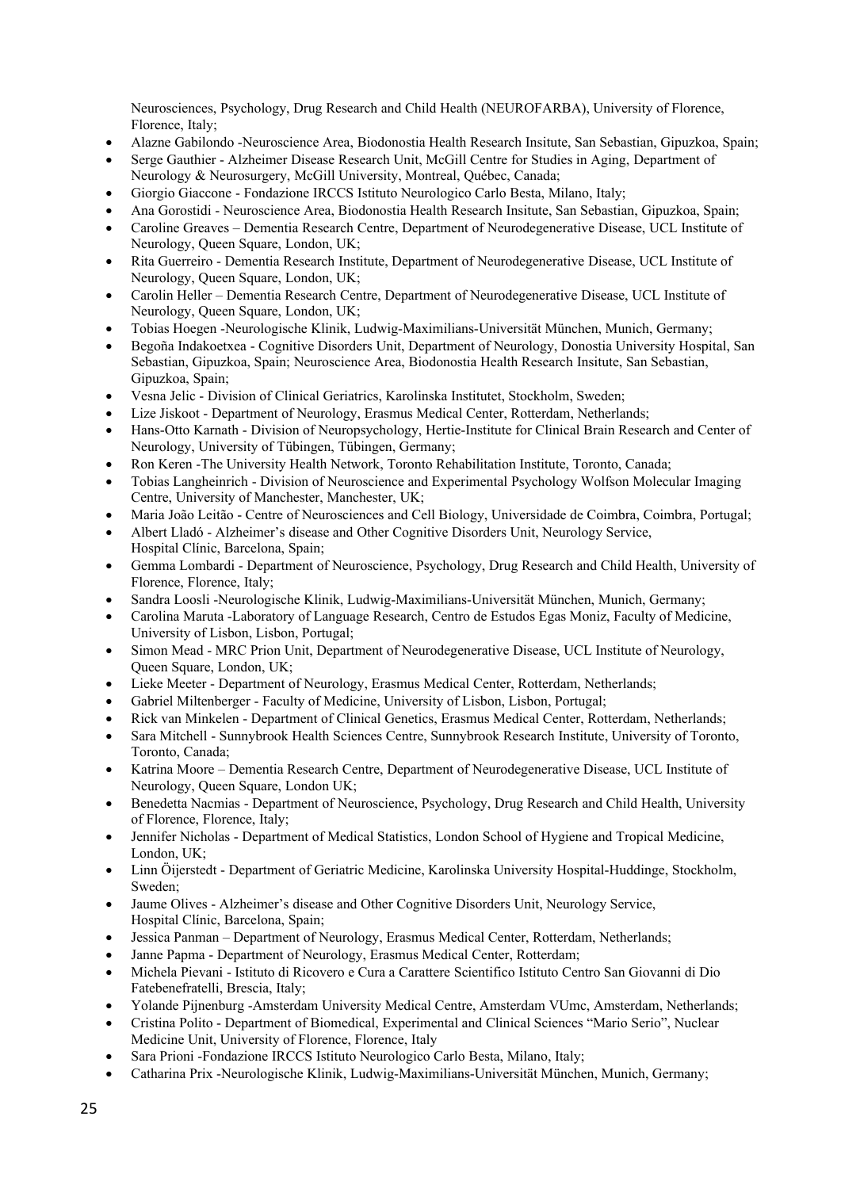Neurosciences, Psychology, Drug Research and Child Health (NEUROFARBA), University of Florence, Florence, Italy;

- Alazne Gabilondo -Neuroscience Area, Biodonostia Health Research Insitute, San Sebastian, Gipuzkoa, Spain;
- Serge Gauthier - Alzheimer Disease Research Unit, McGill Centre for Studies in Aging, Department of Neurology & Neurosurgery, McGill University, Montreal, Québec, Canada;
- Giorgio Giaccone - Fondazione IRCCS Istituto Neurologico Carlo Besta, Milano, Italy;
- Ana Gorostidi - Neuroscience Area, Biodonostia Health Research Insitute, San Sebastian, Gipuzkoa, Spain;
- Caroline Greaves – Dementia Research Centre, Department of Neurodegenerative Disease, UCL Institute of Neurology, Queen Square, London, UK;
- Rita Guerreiro - Dementia Research Institute, Department of Neurodegenerative Disease, UCL Institute of Neurology, Queen Square, London, UK;
- Carolin Heller – Dementia Research Centre, Department of Neurodegenerative Disease, UCL Institute of Neurology, Queen Square, London, UK;
- Tobias Hoegen -Neurologische Klinik, Ludwig-Maximilians-Universität München, Munich, Germany;
- Begoña Indakoetxea - Cognitive Disorders Unit, Department of Neurology, Donostia University Hospital, San Sebastian, Gipuzkoa, Spain; Neuroscience Area, Biodonostia Health Research Insitute, San Sebastian, Gipuzkoa, Spain;
- Vesna Jelic - Division of Clinical Geriatrics, Karolinska Institutet, Stockholm, Sweden;
- Lize Jiskoot - Department of Neurology, Erasmus Medical Center, Rotterdam, Netherlands;
- Hans-Otto Karnath - Division of Neuropsychology, Hertie-Institute for Clinical Brain Research and Center of Neurology, University of Tübingen, Tübingen, Germany;
- Ron Keren -The University Health Network, Toronto Rehabilitation Institute, Toronto, Canada;
- Tobias Langheinrich - Division of Neuroscience and Experimental Psychology Wolfson Molecular Imaging Centre, University of Manchester, Manchester, UK;
- Maria João Leitão - Centre of Neurosciences and Cell Biology, Universidade de Coimbra, Coimbra, Portugal;
- Albert Lladó - Alzheimer's disease and Other Cognitive Disorders Unit, Neurology Service, Hospital Clínic, Barcelona, Spain;
- Gemma Lombardi - Department of Neuroscience, Psychology, Drug Research and Child Health, University of Florence, Florence, Italy;
- Sandra Loosli -Neurologische Klinik, Ludwig-Maximilians-Universität München, Munich, Germany;
- Carolina Maruta -Laboratory of Language Research, Centro de Estudos Egas Moniz, Faculty of Medicine, University of Lisbon, Lisbon, Portugal;
- Simon Mead - MRC Prion Unit, Department of Neurodegenerative Disease, UCL Institute of Neurology, Queen Square, London, UK;
- Lieke Meeter - Department of Neurology, Erasmus Medical Center, Rotterdam, Netherlands;
- Gabriel Miltenberger - Faculty of Medicine, University of Lisbon, Lisbon, Portugal;
- Rick van Minkelen - Department of Clinical Genetics, Erasmus Medical Center, Rotterdam, Netherlands;
- Sara Mitchell - Sunnybrook Health Sciences Centre, Sunnybrook Research Institute, University of Toronto, Toronto, Canada;
- Katrina Moore – Dementia Research Centre, Department of Neurodegenerative Disease, UCL Institute of Neurology, Queen Square, London UK;
- Benedetta Nacmias - Department of Neuroscience, Psychology, Drug Research and Child Health, University of Florence, Florence, Italy;
- Jennifer Nicholas - Department of Medical Statistics, London School of Hygiene and Tropical Medicine, London, UK;
- Linn Öijerstedt - Department of Geriatric Medicine, Karolinska University Hospital-Huddinge, Stockholm, Sweden;
- Jaume Olives - Alzheimer's disease and Other Cognitive Disorders Unit, Neurology Service, Hospital Clínic, Barcelona, Spain;
- Jessica Panman – Department of Neurology, Erasmus Medical Center, Rotterdam, Netherlands;
- Janne Papma - Department of Neurology, Erasmus Medical Center, Rotterdam;
- Michela Pievani - Istituto di Ricovero e Cura a Carattere Scientifico Istituto Centro San Giovanni di Dio Fatebenefratelli, Brescia, Italy;
- Yolande Pijnenburg -Amsterdam University Medical Centre, Amsterdam VUmc, Amsterdam, Netherlands;
- Cristina Polito - Department of Biomedical, Experimental and Clinical Sciences "Mario Serio", Nuclear Medicine Unit, University of Florence, Florence, Italy
- Sara Prioni -Fondazione IRCCS Istituto Neurologico Carlo Besta, Milano, Italy;
- Catharina Prix -Neurologische Klinik, Ludwig-Maximilians-Universität München, Munich, Germany;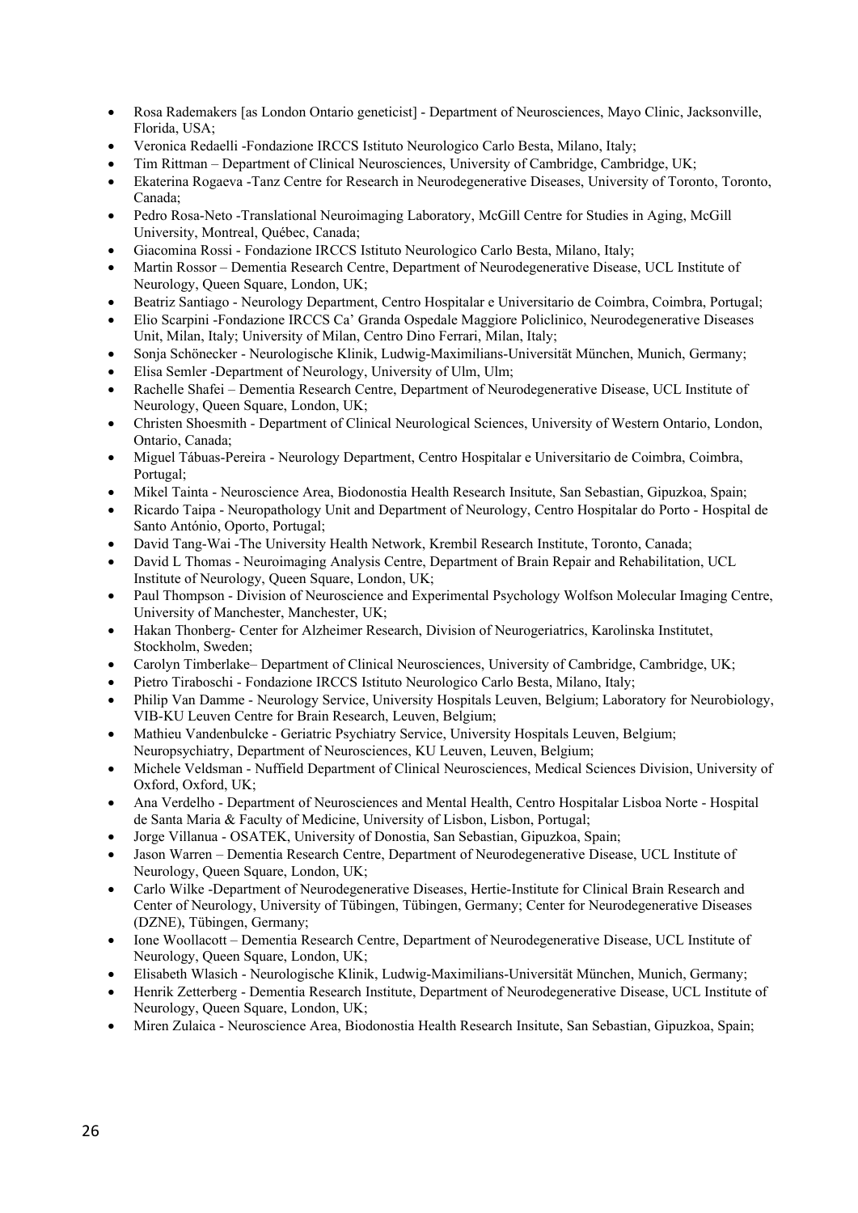- Rosa Rademakers [as London Ontario geneticist] - Department of Neurosciences, Mayo Clinic, Jacksonville, Florida, USA;
- Veronica Redaelli -Fondazione IRCCS Istituto Neurologico Carlo Besta, Milano, Italy;
- Tim Rittman – Department of Clinical Neurosciences, University of Cambridge, Cambridge, UK;
- Ekaterina Rogaeva -Tanz Centre for Research in Neurodegenerative Diseases, University of Toronto, Toronto, Canada;
- Pedro Rosa-Neto -Translational Neuroimaging Laboratory, McGill Centre for Studies in Aging, McGill University, Montreal, Québec, Canada;
- Giacomina Rossi - Fondazione IRCCS Istituto Neurologico Carlo Besta, Milano, Italy;
- Martin Rossor – Dementia Research Centre, Department of Neurodegenerative Disease, UCL Institute of Neurology, Queen Square, London, UK;
- Beatriz Santiago - Neurology Department, Centro Hospitalar e Universitario de Coimbra, Coimbra, Portugal;
- Elio Scarpini -Fondazione IRCCS Ca' Granda Ospedale Maggiore Policlinico, Neurodegenerative Diseases Unit, Milan, Italy; University of Milan, Centro Dino Ferrari, Milan, Italy;
- Sonja Schönecker - Neurologische Klinik, Ludwig-Maximilians-Universität München, Munich, Germany;
- Elisa Semler -Department of Neurology, University of Ulm, Ulm;
- Rachelle Shafei – Dementia Research Centre, Department of Neurodegenerative Disease, UCL Institute of Neurology, Queen Square, London, UK;
- Christen Shoesmith - Department of Clinical Neurological Sciences, University of Western Ontario, London, Ontario, Canada;
- Miguel Tábuas-Pereira - Neurology Department, Centro Hospitalar e Universitario de Coimbra, Coimbra, Portugal;
- Mikel Tainta - Neuroscience Area, Biodonostia Health Research Insitute, San Sebastian, Gipuzkoa, Spain;
- Ricardo Taipa - Neuropathology Unit and Department of Neurology, Centro Hospitalar do Porto - Hospital de Santo António, Oporto, Portugal;
- David Tang-Wai -The University Health Network, Krembil Research Institute, Toronto, Canada;
- David L Thomas - Neuroimaging Analysis Centre, Department of Brain Repair and Rehabilitation, UCL Institute of Neurology, Queen Square, London, UK;
- Paul Thompson - Division of Neuroscience and Experimental Psychology Wolfson Molecular Imaging Centre, University of Manchester, Manchester, UK;
- Hakan Thonberg- Center for Alzheimer Research, Division of Neurogeriatrics, Karolinska Institutet, Stockholm, Sweden;
- Carolyn Timberlake– Department of Clinical Neurosciences, University of Cambridge, Cambridge, UK;
- Pietro Tiraboschi - Fondazione IRCCS Istituto Neurologico Carlo Besta, Milano, Italy;
- Philip Van Damme - Neurology Service, University Hospitals Leuven, Belgium; Laboratory for Neurobiology, VIB-KU Leuven Centre for Brain Research, Leuven, Belgium;
- Mathieu Vandenbulcke - Geriatric Psychiatry Service, University Hospitals Leuven, Belgium; Neuropsychiatry, Department of Neurosciences, KU Leuven, Leuven, Belgium;
- Michele Veldsman - Nuffield Department of Clinical Neurosciences, Medical Sciences Division, University of Oxford, Oxford, UK;
- Ana Verdelho - Department of Neurosciences and Mental Health, Centro Hospitalar Lisboa Norte - Hospital de Santa Maria & Faculty of Medicine, University of Lisbon, Lisbon, Portugal;
- Jorge Villanua - OSATEK, University of Donostia, San Sebastian, Gipuzkoa, Spain;
- Jason Warren – Dementia Research Centre, Department of Neurodegenerative Disease, UCL Institute of Neurology, Queen Square, London, UK;
- Carlo Wilke -Department of Neurodegenerative Diseases, Hertie-Institute for Clinical Brain Research and Center of Neurology, University of Tübingen, Tübingen, Germany; Center for Neurodegenerative Diseases (DZNE), Tübingen, Germany;
- Ione Woollacott – Dementia Research Centre, Department of Neurodegenerative Disease, UCL Institute of Neurology, Queen Square, London, UK;
- Elisabeth Wlasich - Neurologische Klinik, Ludwig-Maximilians-Universität München, Munich, Germany;
- Henrik Zetterberg - Dementia Research Institute, Department of Neurodegenerative Disease, UCL Institute of Neurology, Queen Square, London, UK;
- Miren Zulaica - Neuroscience Area, Biodonostia Health Research Insitute, San Sebastian, Gipuzkoa, Spain;